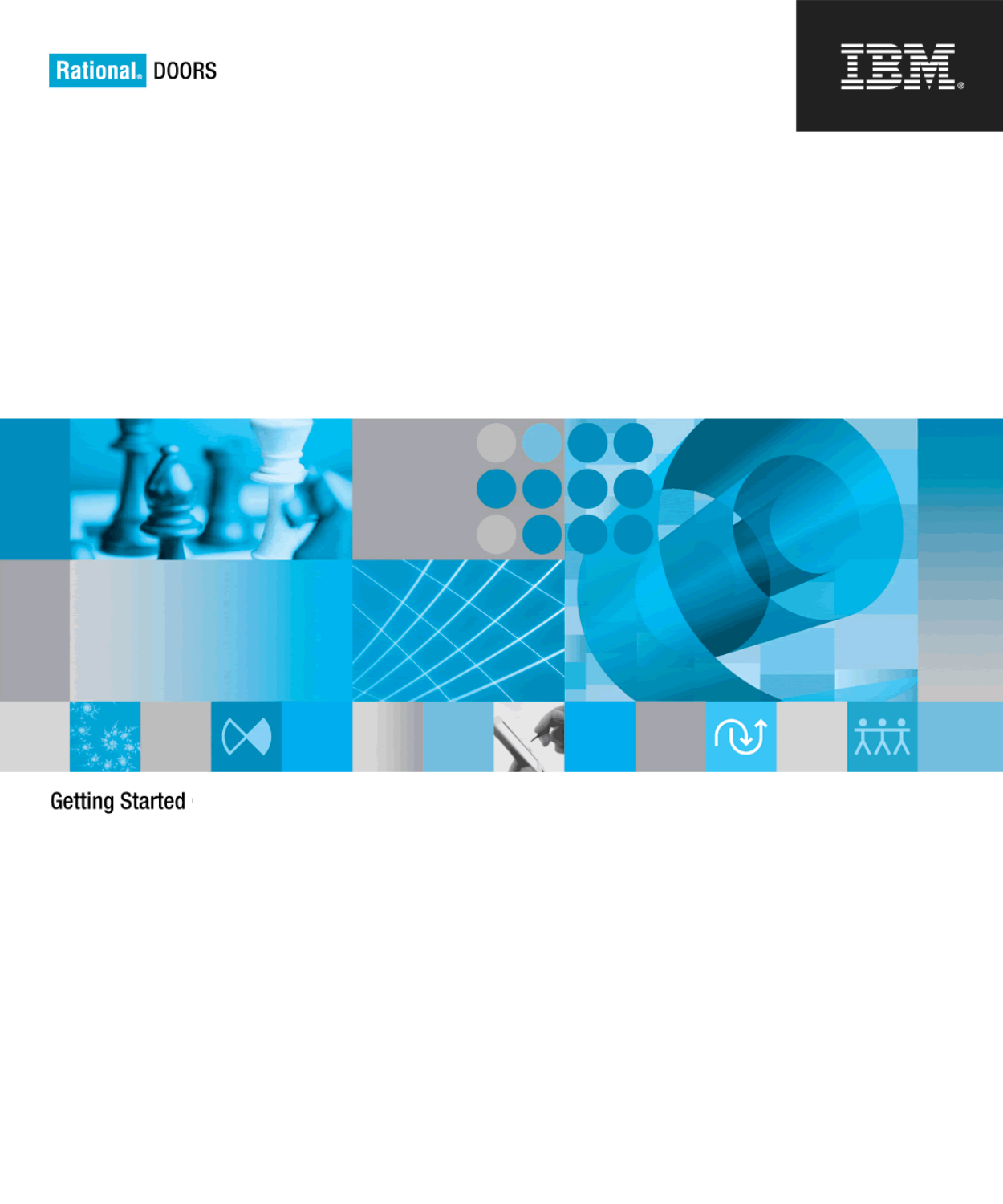Rational® DOORS

IBM®

# Getting Started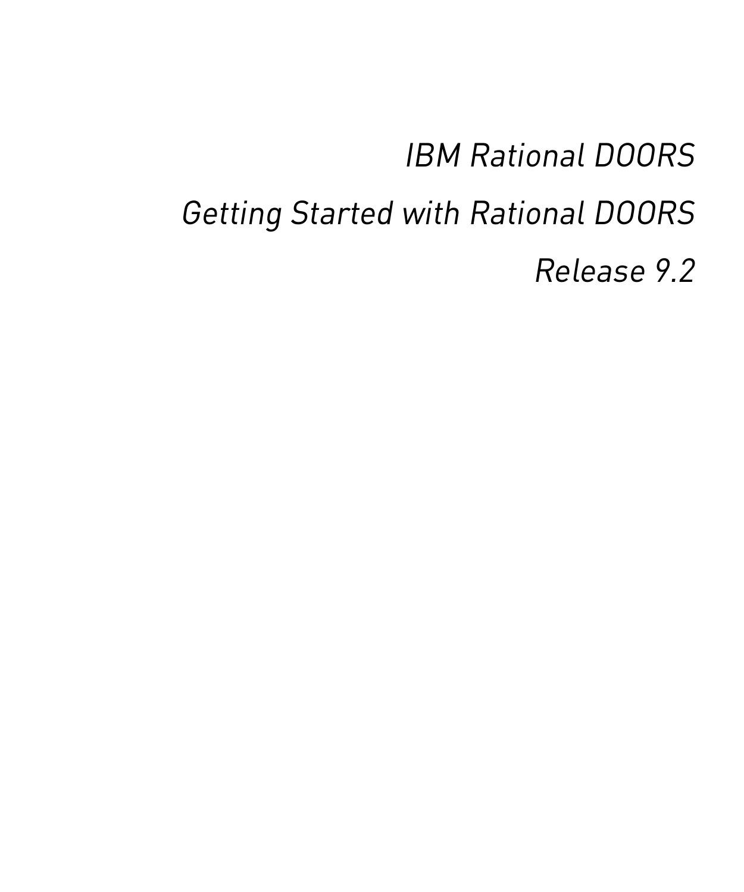*IBM Rational DOORS*

*Getting Started with Rational DOORS*

*Release 9.2*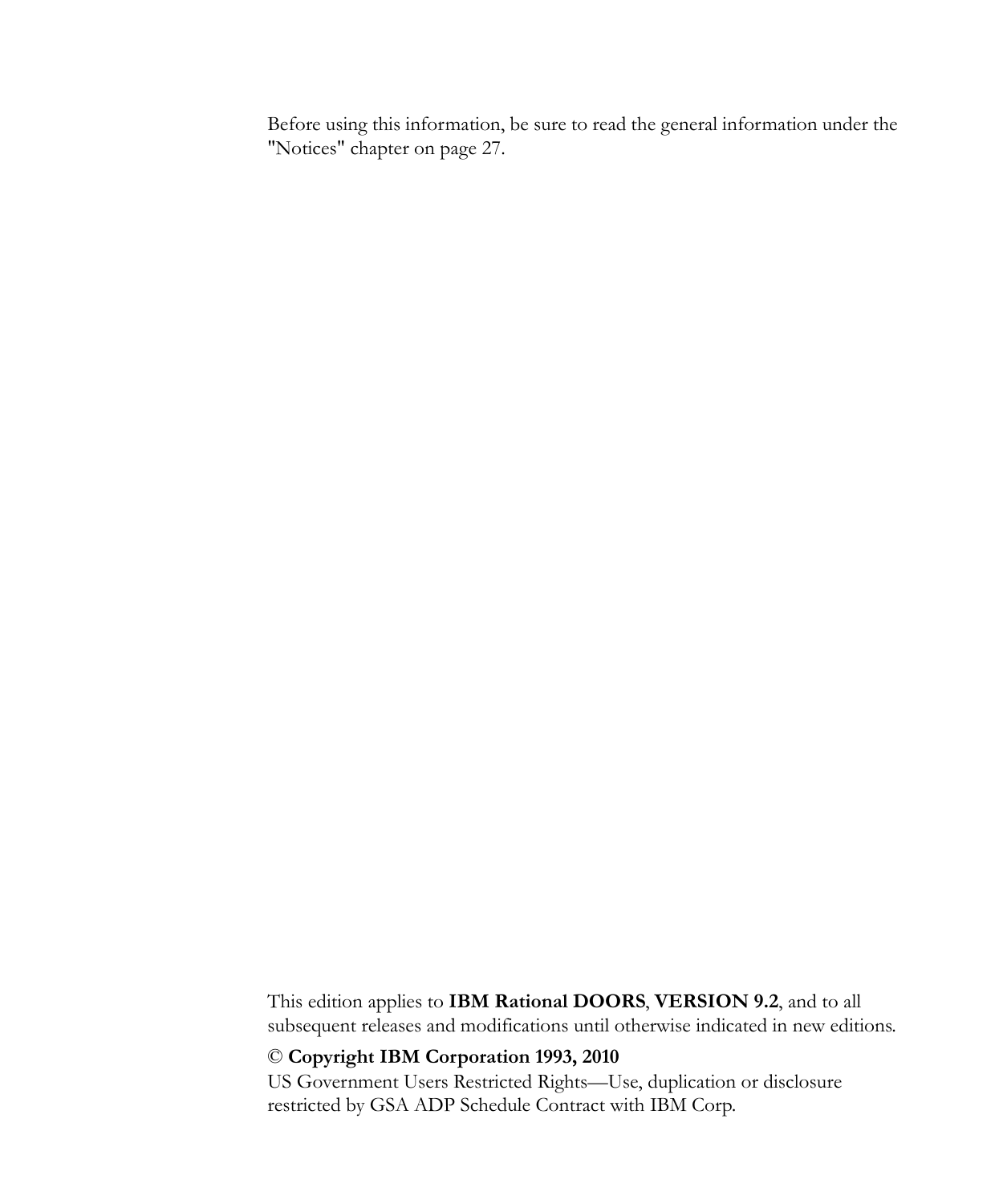Before using this information, be sure to read the general information under the "Notices" chapter on page 27.

This edition applies to **IBM Rational DOORS**, **VERSION 9.2**, and to all subsequent releases and modifications until otherwise indicated in new editions.

© **Copyright IBM Corporation 1993, 2010**

US Government Users Restricted Rights—Use, duplication or disclosure restricted by GSA ADP Schedule Contract with IBM Corp.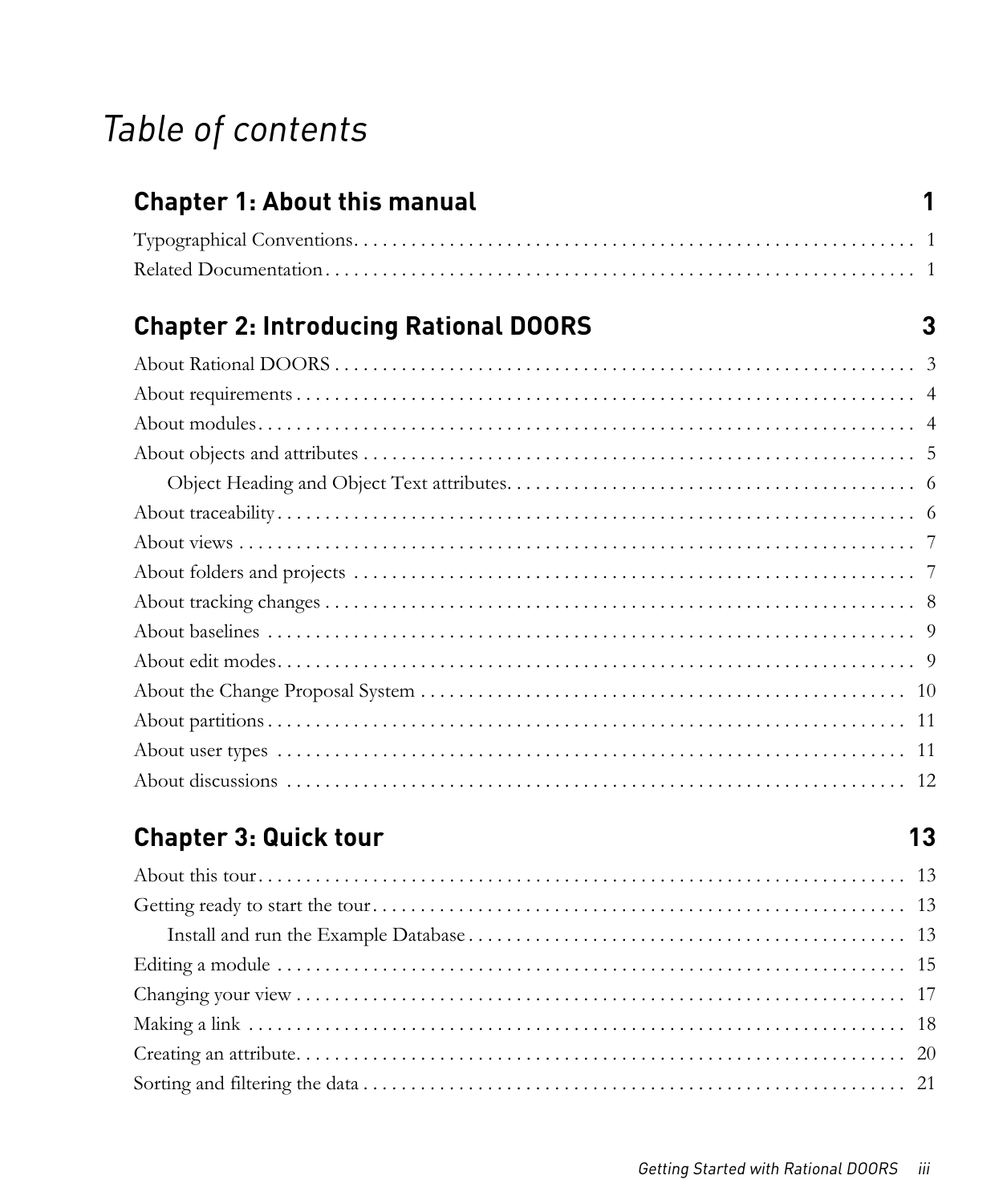# *Table of contents*

## Chapter 1: About this manual 1

Typographical Conventions. . . . . . . . . . . . . . . . . . . . . . . . . . . . . . . . . . . . . . . . . . . . . . . . . . . . . . . . . . . 1

Related Documentation . . . . . . . . . . . . . . . . . . . . . . . . . . . . . . . . . . . . . . . . . . . . . . . . . . . . . . . . . . . . . . 1

## Chapter 2: Introducing Rational DOORS 3

About Rational DOORS . . . . . . . . . . . . . . . . . . . . . . . . . . . . . . . . . . . . . . . . . . . . . . . . . . . . . . . . . . . . 3

About requirements . . . . . . . . . . . . . . . . . . . . . . . . . . . . . . . . . . . . . . . . . . . . . . . . . . . . . . . . . . . . . . . . 4

About modules. . . . . . . . . . . . . . . . . . . . . . . . . . . . . . . . . . . . . . . . . . . . . . . . . . . . . . . . . . . . . . . . . . . . 4

About objects and attributes . . . . . . . . . . . . . . . . . . . . . . . . . . . . . . . . . . . . . . . . . . . . . . . . . . . . . . . . . . 5

    Object Heading and Object Text attributes. . . . . . . . . . . . . . . . . . . . . . . . . . . . . . . . . . . . . . . . . . . . 6

About traceability. . . . . . . . . . . . . . . . . . . . . . . . . . . . . . . . . . . . . . . . . . . . . . . . . . . . . . . . . . . . . . . . . . 6

About views . . . . . . . . . . . . . . . . . . . . . . . . . . . . . . . . . . . . . . . . . . . . . . . . . . . . . . . . . . . . . . . . . . . . . . 7

About folders and projects . . . . . . . . . . . . . . . . . . . . . . . . . . . . . . . . . . . . . . . . . . . . . . . . . . . . . . . . . . . 7

About tracking changes . . . . . . . . . . . . . . . . . . . . . . . . . . . . . . . . . . . . . . . . . . . . . . . . . . . . . . . . . . . . . . 8

About baselines . . . . . . . . . . . . . . . . . . . . . . . . . . . . . . . . . . . . . . . . . . . . . . . . . . . . . . . . . . . . . . . . . . . 9

About edit modes. . . . . . . . . . . . . . . . . . . . . . . . . . . . . . . . . . . . . . . . . . . . . . . . . . . . . . . . . . . . . . . . . . 9

About the Change Proposal System . . . . . . . . . . . . . . . . . . . . . . . . . . . . . . . . . . . . . . . . . . . . . . . . . . . 10

About partitions . . . . . . . . . . . . . . . . . . . . . . . . . . . . . . . . . . . . . . . . . . . . . . . . . . . . . . . . . . . . . . . . . . 11

About user types . . . . . . . . . . . . . . . . . . . . . . . . . . . . . . . . . . . . . . . . . . . . . . . . . . . . . . . . . . . . . . . . . 11

About discussions . . . . . . . . . . . . . . . . . . . . . . . . . . . . . . . . . . . . . . . . . . . . . . . . . . . . . . . . . . . . . . . . 12

## Chapter 3: Quick tour 13

About this tour. . . . . . . . . . . . . . . . . . . . . . . . . . . . . . . . . . . . . . . . . . . . . . . . . . . . . . . . . . . . . . . . . . . 13

Getting ready to start the tour. . . . . . . . . . . . . . . . . . . . . . . . . . . . . . . . . . . . . . . . . . . . . . . . . . . . . . . 13

    Install and run the Example Database . . . . . . . . . . . . . . . . . . . . . . . . . . . . . . . . . . . . . . . . . . . . . . 13

Editing a module . . . . . . . . . . . . . . . . . . . . . . . . . . . . . . . . . . . . . . . . . . . . . . . . . . . . . . . . . . . . . . . . . 15

Changing your view . . . . . . . . . . . . . . . . . . . . . . . . . . . . . . . . . . . . . . . . . . . . . . . . . . . . . . . . . . . . . . . 17

Making a link . . . . . . . . . . . . . . . . . . . . . . . . . . . . . . . . . . . . . . . . . . . . . . . . . . . . . . . . . . . . . . . . . . . . 18

Creating an attribute. . . . . . . . . . . . . . . . . . . . . . . . . . . . . . . . . . . . . . . . . . . . . . . . . . . . . . . . . . . . . . . 20

Sorting and filtering the data . . . . . . . . . . . . . . . . . . . . . . . . . . . . . . . . . . . . . . . . . . . . . . . . . . . . . . . . 21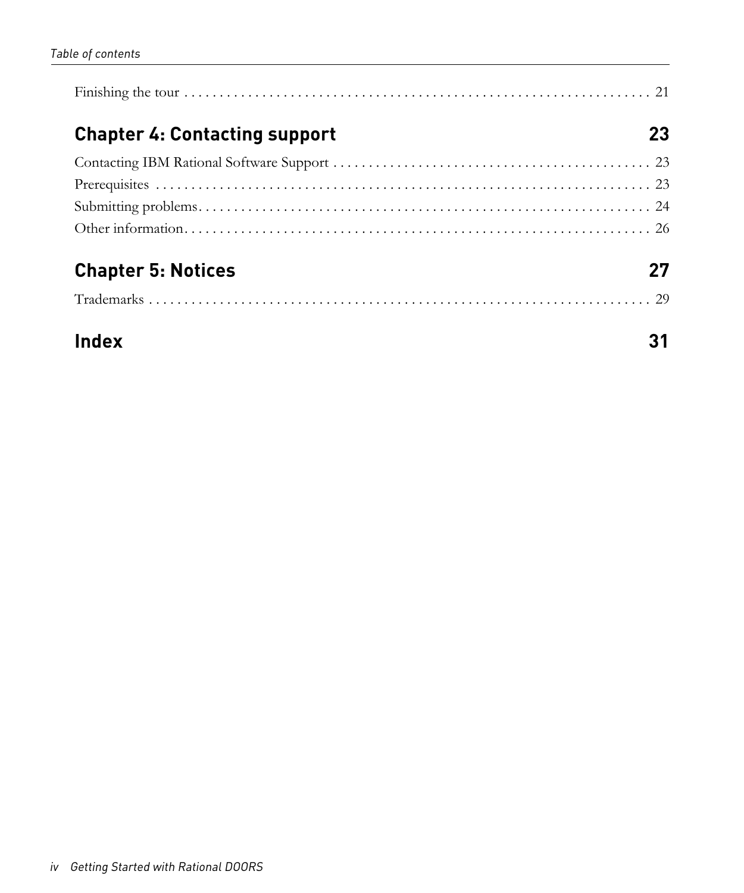Finishing the tour . . . . . . . . . . . . . . . . . . . . . . . . . . . . . . . . . . . . . . . . . . . . . . . . . . . . . . . . . . . . . . . . . 21

## Chapter 4: Contacting support 23

Contacting IBM Rational Software Support . . . . . . . . . . . . . . . . . . . . . . . . . . . . . . . . . . . . . . . . . . . . . 23

Prerequisites . . . . . . . . . . . . . . . . . . . . . . . . . . . . . . . . . . . . . . . . . . . . . . . . . . . . . . . . . . . . . . . . . . . . . . 23

Submitting problems. . . . . . . . . . . . . . . . . . . . . . . . . . . . . . . . . . . . . . . . . . . . . . . . . . . . . . . . . . . . . . . . 24

Other information. . . . . . . . . . . . . . . . . . . . . . . . . . . . . . . . . . . . . . . . . . . . . . . . . . . . . . . . . . . . . . . . . . . 26

## Chapter 5: Notices 27

Trademarks . . . . . . . . . . . . . . . . . . . . . . . . . . . . . . . . . . . . . . . . . . . . . . . . . . . . . . . . . . . . . . . . . . . . . . . 29

## Index 31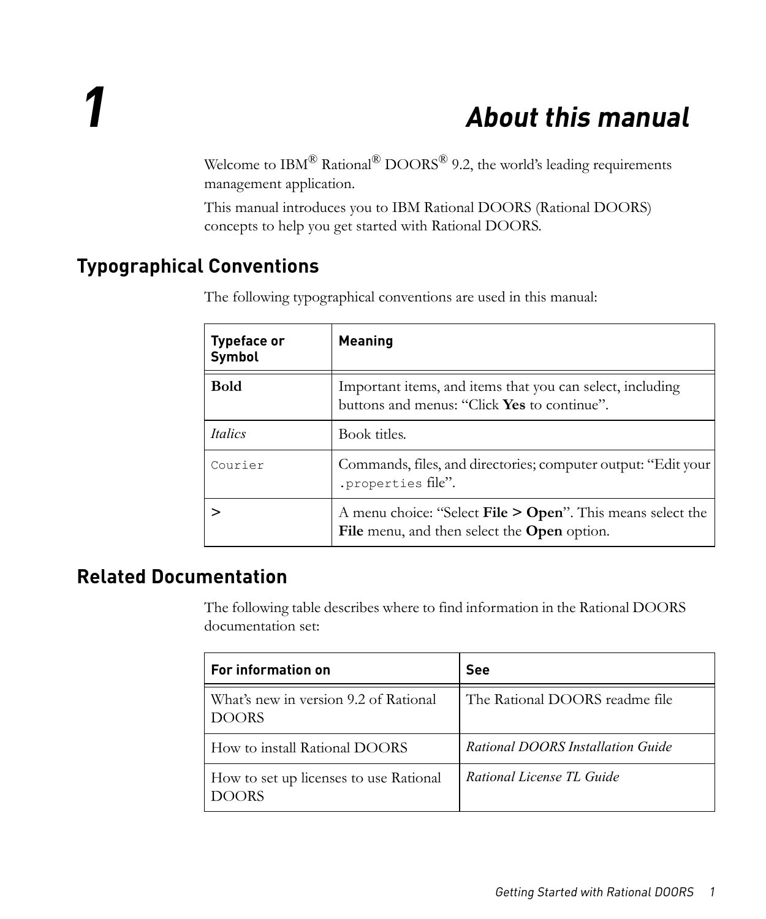# 1 About this manual

Welcome to IBM® Rational® DOORS® 9.2, the world's leading requirements management application.

This manual introduces you to IBM Rational DOORS (Rational DOORS) concepts to help you get started with Rational DOORS.

## Typographical Conventions

The following typographical conventions are used in this manual:

| Typeface or Symbol | Meaning |
|---|---|
| **Bold** | Important items, and items that you can select, including buttons and menus: "Click **Yes** to continue". |
| *Italics* | Book titles. |
| `Courier` | Commands, files, and directories; computer output: "Edit your `.properties` file". |
| **>** | A menu choice: "Select **File > Open**". This means select the **File** menu, and then select the **Open** option. |

## Related Documentation

The following table describes where to find information in the Rational DOORS documentation set:

| For information on | See |
|---|---|
| What's new in version 9.2 of Rational DOORS | The Rational DOORS readme file |
| How to install Rational DOORS | *Rational DOORS Installation Guide* |
| How to set up licenses to use Rational DOORS | *Rational License TL Guide* |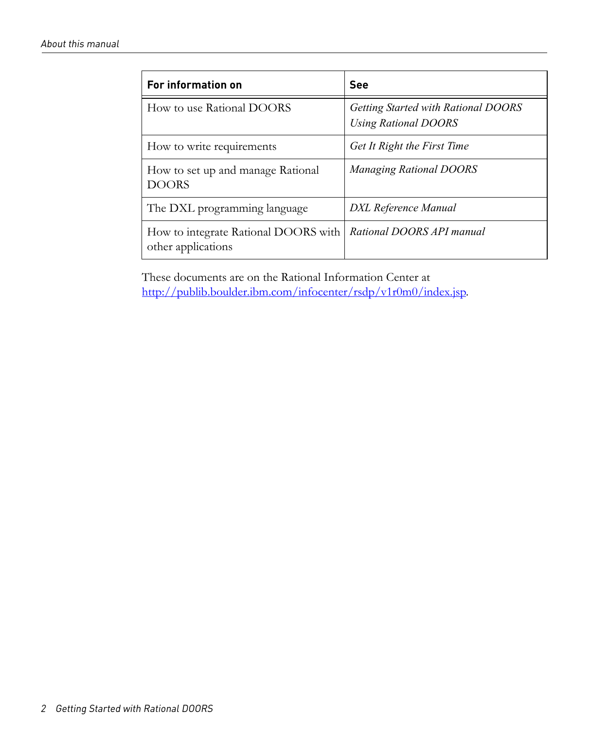| For information on | See |
| --- | --- |
| How to use Rational DOORS | *Getting Started with Rational DOORS*<br>*Using Rational DOORS* |
| How to write requirements | *Get It Right the First Time* |
| How to set up and manage Rational DOORS | *Managing Rational DOORS* |
| The DXL programming language | *DXL Reference Manual* |
| How to integrate Rational DOORS with other applications | *Rational DOORS API manual* |

These documents are on the Rational Information Center at [http://publib.boulder.ibm.com/infocenter/rsdp/v1r0m0/index.jsp](http://publib.boulder.ibm.com/infocenter/rsdp/v1r0m0/index.jsp).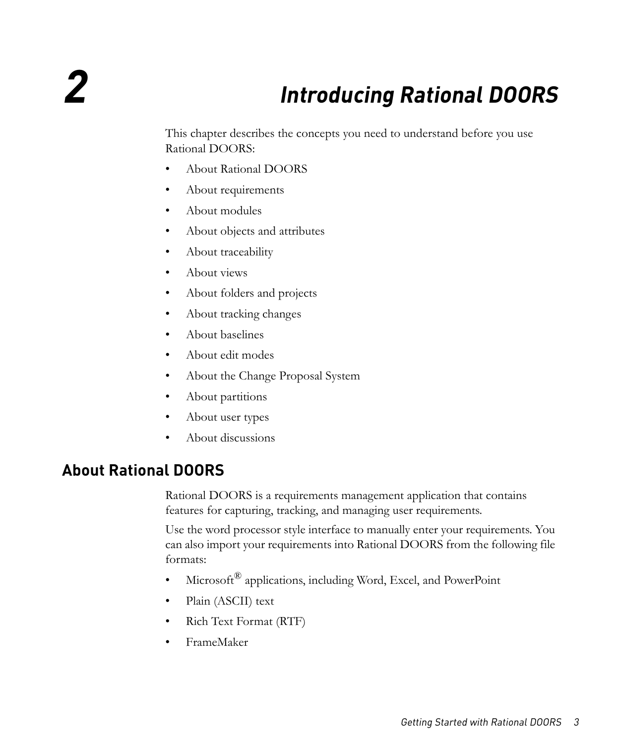# 2 Introducing Rational DOORS

This chapter describes the concepts you need to understand before you use Rational DOORS:

- About Rational DOORS
- About requirements
- About modules
- About objects and attributes
- About traceability
- About views
- About folders and projects
- About tracking changes
- About baselines
- About edit modes
- About the Change Proposal System
- About partitions
- About user types
- About discussions

## About Rational DOORS

Rational DOORS is a requirements management application that contains features for capturing, tracking, and managing user requirements.

Use the word processor style interface to manually enter your requirements. You can also import your requirements into Rational DOORS from the following file formats:

- Microsoft® applications, including Word, Excel, and PowerPoint
- Plain (ASCII) text
- Rich Text Format (RTF)
- FrameMaker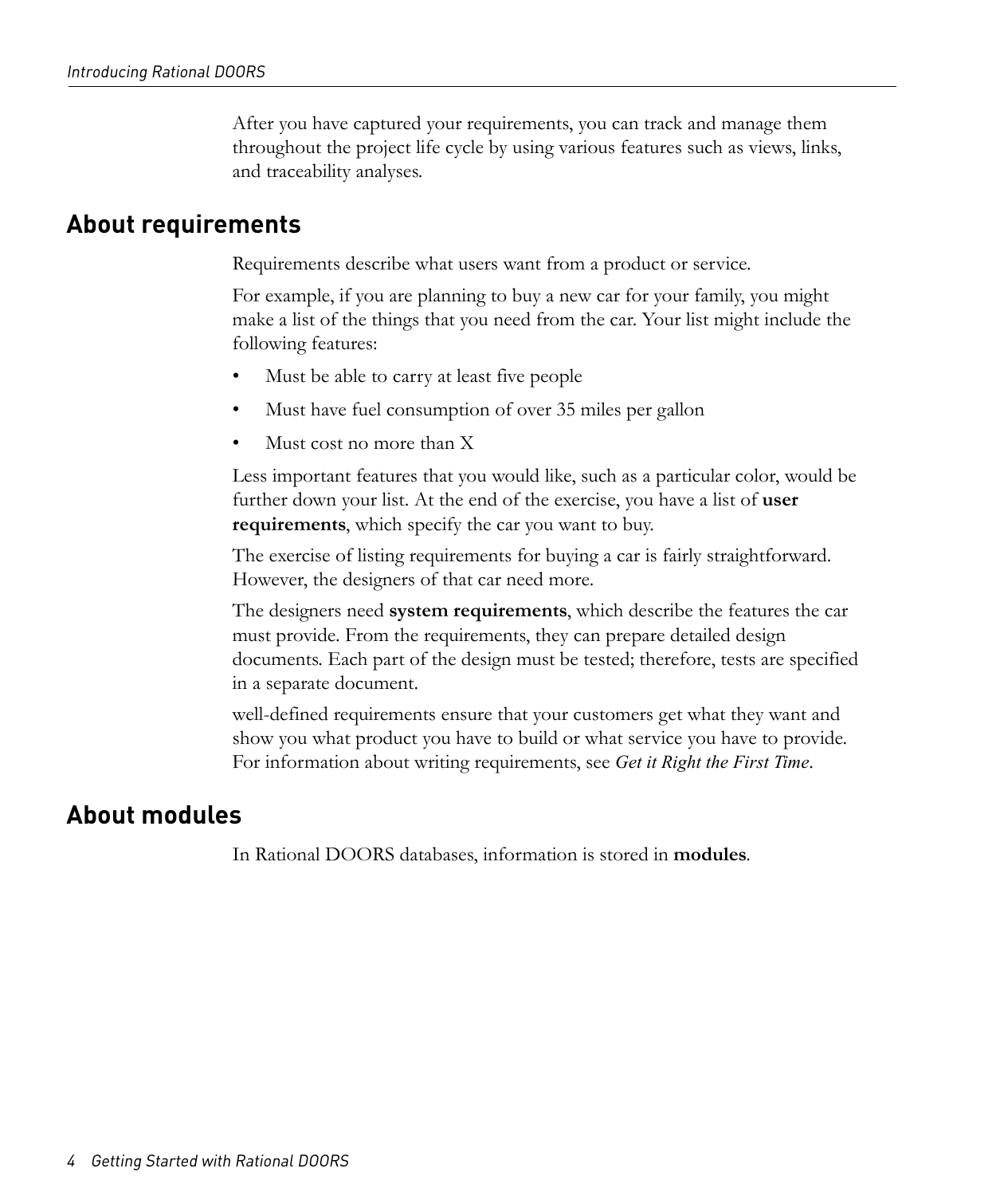After you have captured your requirements, you can track and manage them throughout the project life cycle by using various features such as views, links, and traceability analyses.

## About requirements

Requirements describe what users want from a product or service.

For example, if you are planning to buy a new car for your family, you might make a list of the things that you need from the car. Your list might include the following features:

- Must be able to carry at least five people
- Must have fuel consumption of over 35 miles per gallon
- Must cost no more than X

Less important features that you would like, such as a particular color, would be further down your list. At the end of the exercise, you have a list of **user requirements**, which specify the car you want to buy.

The exercise of listing requirements for buying a car is fairly straightforward. However, the designers of that car need more.

The designers need **system requirements**, which describe the features the car must provide. From the requirements, they can prepare detailed design documents. Each part of the design must be tested; therefore, tests are specified in a separate document.

well-defined requirements ensure that your customers get what they want and show you what product you have to build or what service you have to provide. For information about writing requirements, see *Get it Right the First Time*.

## About modules

In Rational DOORS databases, information is stored in **modules**.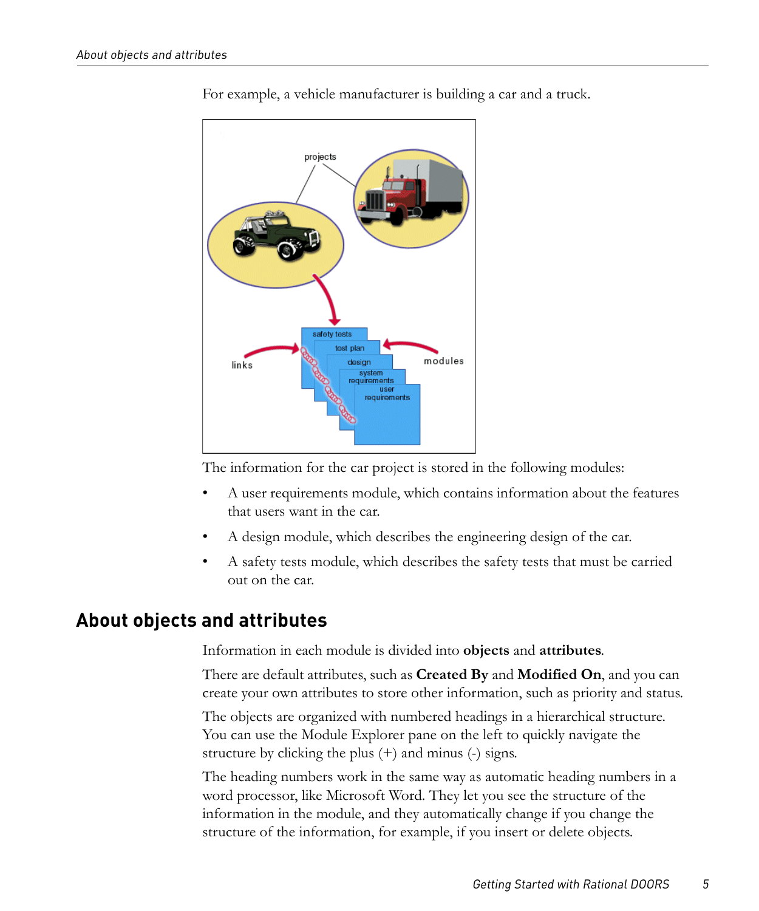For example, a vehicle manufacturer is building a car and a truck.

The information for the car project is stored in the following modules:

- A user requirements module, which contains information about the features that users want in the car.
- A design module, which describes the engineering design of the car.
- A safety tests module, which describes the safety tests that must be carried out on the car.

## About objects and attributes

Information in each module is divided into **objects** and **attributes**.

There are default attributes, such as **Created By** and **Modified On**, and you can create your own attributes to store other information, such as priority and status.

The objects are organized with numbered headings in a hierarchical structure. You can use the Module Explorer pane on the left to quickly navigate the structure by clicking the plus (+) and minus (-) signs.

The heading numbers work in the same way as automatic heading numbers in a word processor, like Microsoft Word. They let you see the structure of the information in the module, and they automatically change if you change the structure of the information, for example, if you insert or delete objects.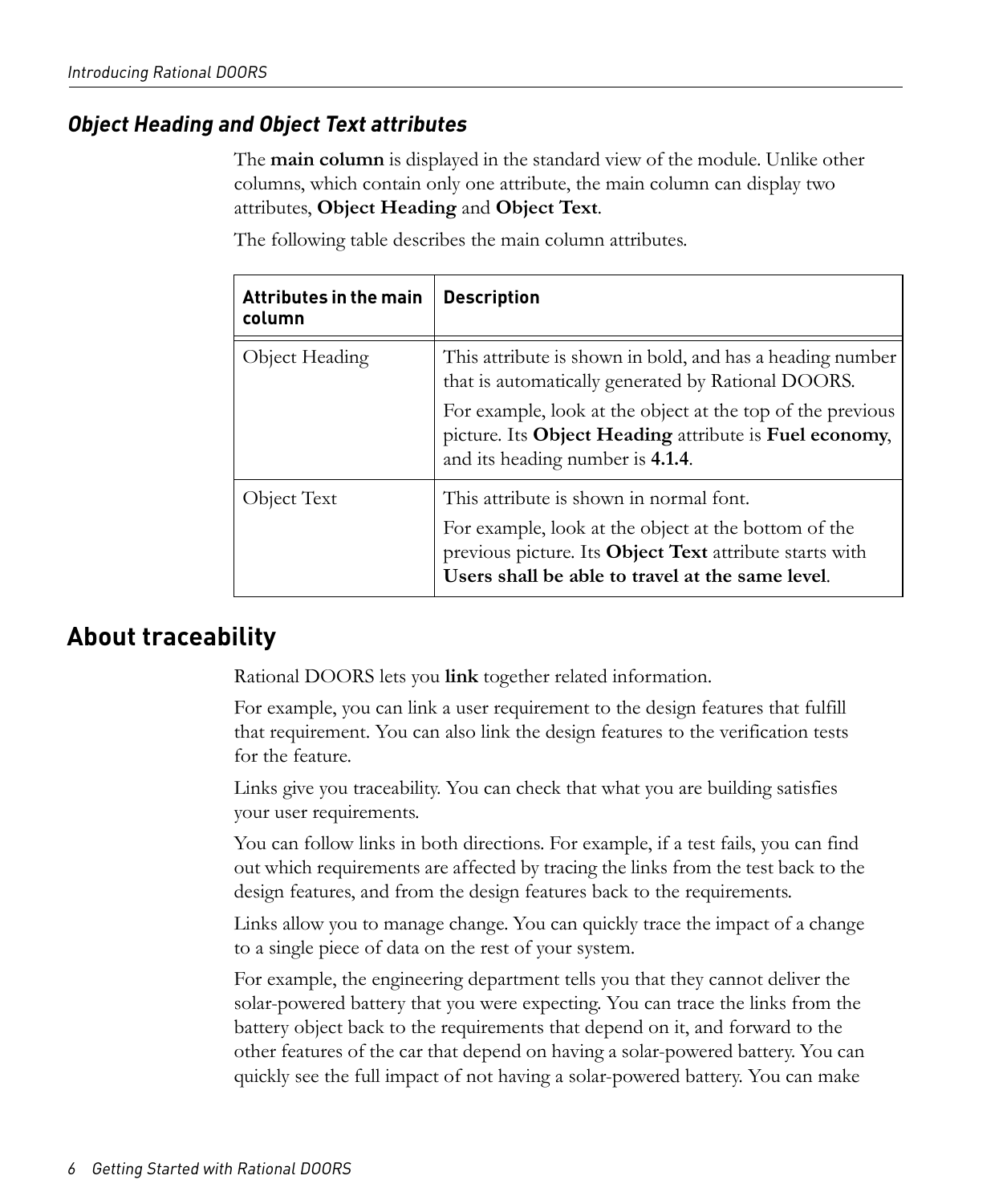### *Object Heading and Object Text attributes*

The **main column** is displayed in the standard view of the module. Unlike other columns, which contain only one attribute, the main column can display two attributes, **Object Heading** and **Object Text**.

The following table describes the main column attributes.

| Attributes in the main column | Description |
|---|---|
| Object Heading | This attribute is shown in bold, and has a heading number that is automatically generated by Rational DOORS.<br>For example, look at the object at the top of the previous picture. Its **Object Heading** attribute is **Fuel economy**, and its heading number is **4.1.4**. |
| Object Text | This attribute is shown in normal font.<br>For example, look at the object at the bottom of the previous picture. Its **Object Text** attribute starts with **Users shall be able to travel at the same level**. |

## About traceability

Rational DOORS lets you **link** together related information.

For example, you can link a user requirement to the design features that fulfill that requirement. You can also link the design features to the verification tests for the feature.

Links give you traceability. You can check that what you are building satisfies your user requirements.

You can follow links in both directions. For example, if a test fails, you can find out which requirements are affected by tracing the links from the test back to the design features, and from the design features back to the requirements.

Links allow you to manage change. You can quickly trace the impact of a change to a single piece of data on the rest of your system.

For example, the engineering department tells you that they cannot deliver the solar-powered battery that you were expecting. You can trace the links from the battery object back to the requirements that depend on it, and forward to the other features of the car that depend on having a solar-powered battery. You can quickly see the full impact of not having a solar-powered battery. You can make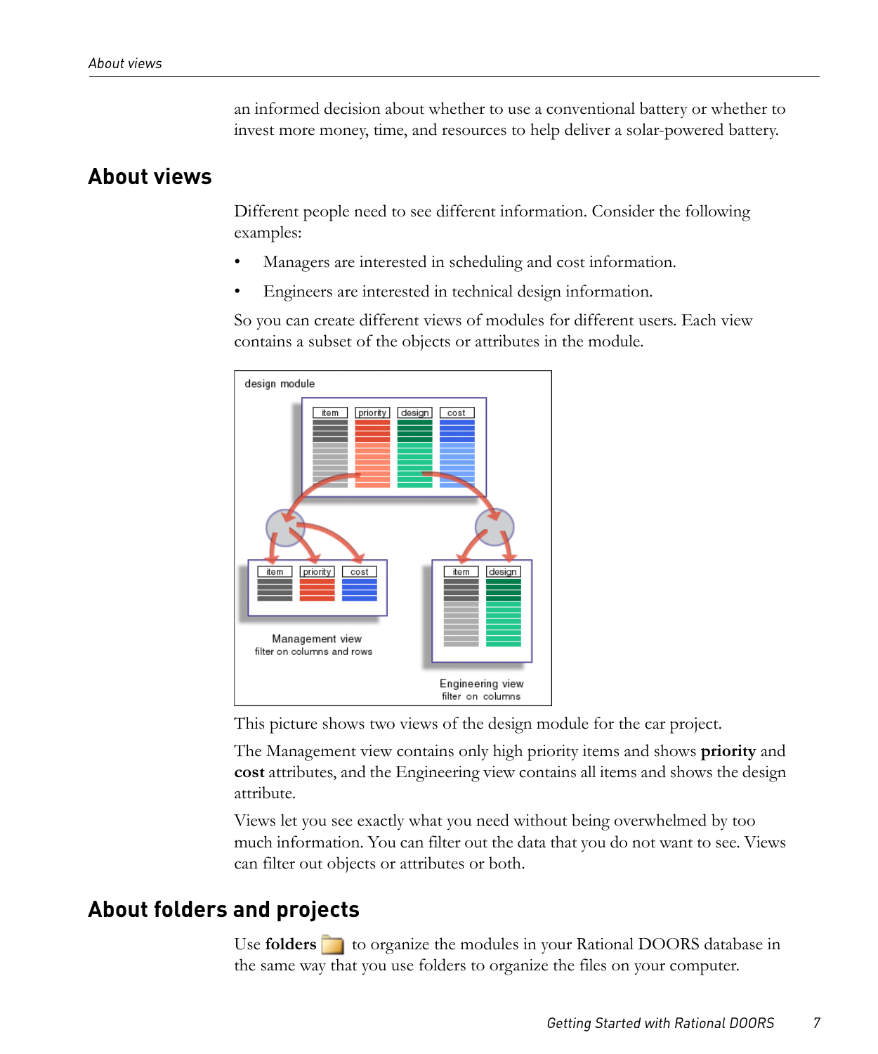an informed decision about whether to use a conventional battery or whether to invest more money, time, and resources to help deliver a solar-powered battery.

## About views

Different people need to see different information. Consider the following examples:

- Managers are interested in scheduling and cost information.
- Engineers are interested in technical design information.

So you can create different views of modules for different users. Each view contains a subset of the objects or attributes in the module.

This picture shows two views of the design module for the car project.

The Management view contains only high priority items and shows **priority** and **cost** attributes, and the Engineering view contains all items and shows the design attribute.

Views let you see exactly what you need without being overwhelmed by too much information. You can filter out the data that you do not want to see. Views can filter out objects or attributes or both.

## About folders and projects

Use **folders** to organize the modules in your Rational DOORS database in the same way that you use folders to organize the files on your computer.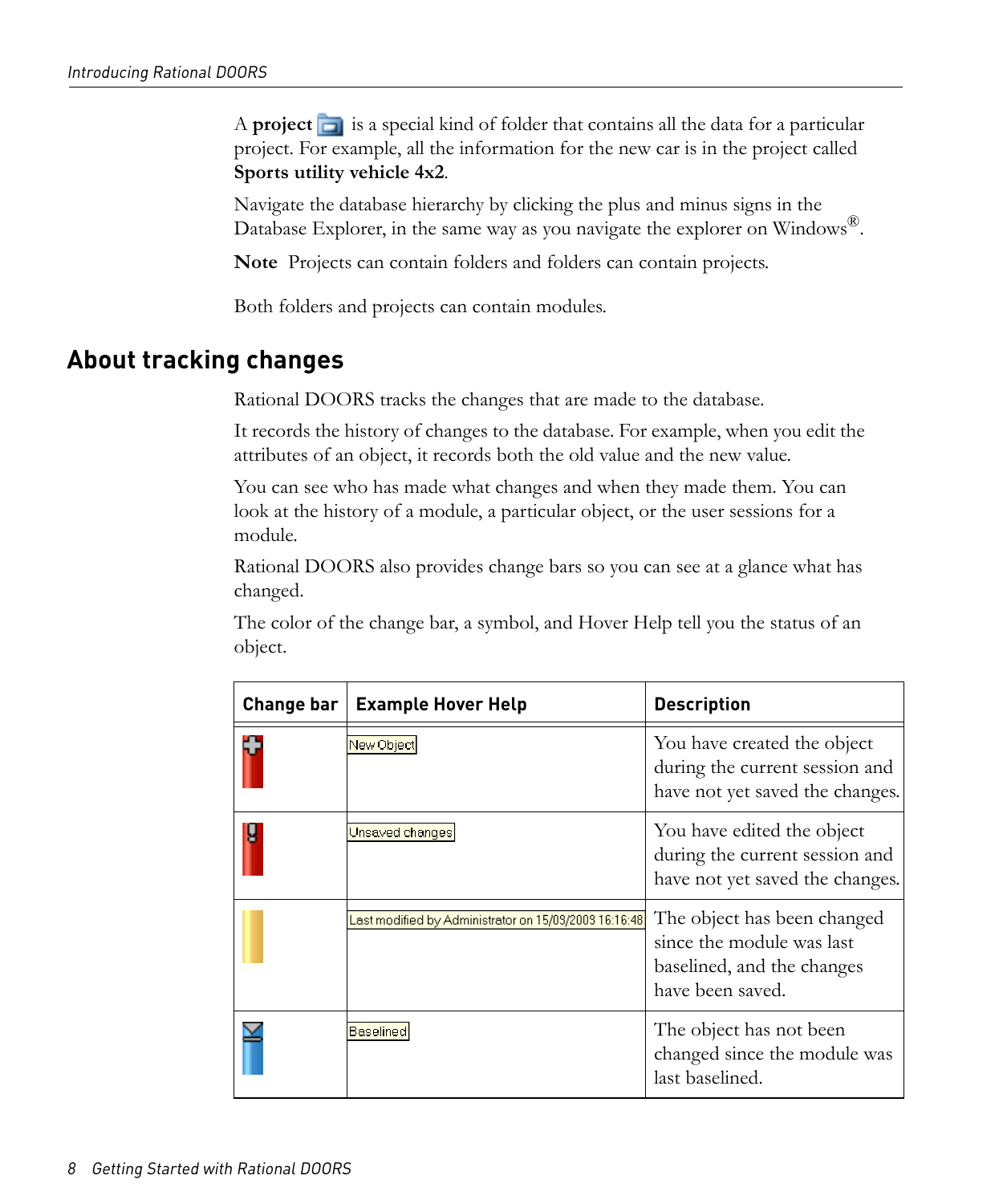A **project** is a special kind of folder that contains all the data for a particular project. For example, all the information for the new car is in the project called **Sports utility vehicle 4x2**.

Navigate the database hierarchy by clicking the plus and minus signs in the Database Explorer, in the same way as you navigate the explorer on Windows®.

**Note** Projects can contain folders and folders can contain projects.

Both folders and projects can contain modules.

## About tracking changes

Rational DOORS tracks the changes that are made to the database.

It records the history of changes to the database. For example, when you edit the attributes of an object, it records both the old value and the new value.

You can see who has made what changes and when they made them. You can look at the history of a module, a particular object, or the user sessions for a module.

Rational DOORS also provides change bars so you can see at a glance what has changed.

The color of the change bar, a symbol, and Hover Help tell you the status of an object.

| Change bar | Example Hover Help | Description |
|---|---|---|
| | New Object | You have created the object during the current session and have not yet saved the changes. |
| | Unsaved changes | You have edited the object during the current session and have not yet saved the changes. |
| | Last modified by Administrator on 15/09/2009 16:16:48 | The object has been changed since the module was last baselined, and the changes have been saved. |
| | Baselined | The object has not been changed since the module was last baselined. |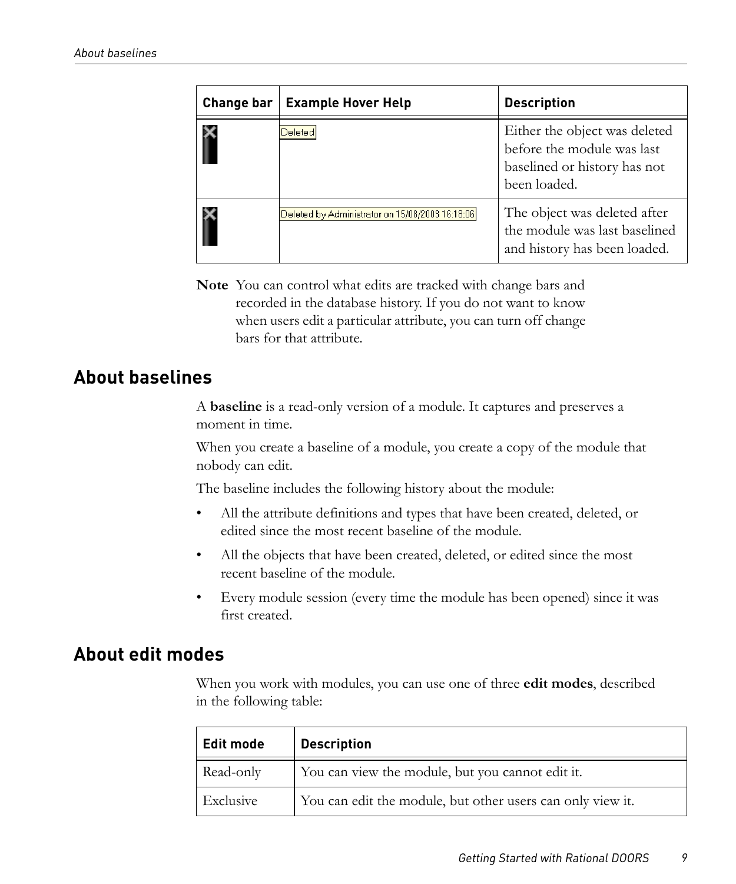| Change bar | Example Hover Help | Description |
|---|---|---|
| | Deleted | Either the object was deleted before the module was last baselined or history has not been loaded. |
| | Deleted by Administrator on 15/08/2003 16:18:06 | The object was deleted after the module was last baselined and history has been loaded. |

**Note** You can control what edits are tracked with change bars and recorded in the database history. If you do not want to know when users edit a particular attribute, you can turn off change bars for that attribute.

## About baselines

A **baseline** is a read-only version of a module. It captures and preserves a moment in time.

When you create a baseline of a module, you create a copy of the module that nobody can edit.

The baseline includes the following history about the module:

- All the attribute definitions and types that have been created, deleted, or edited since the most recent baseline of the module.
- All the objects that have been created, deleted, or edited since the most recent baseline of the module.
- Every module session (every time the module has been opened) since it was first created.

## About edit modes

When you work with modules, you can use one of three **edit modes**, described in the following table:

| Edit mode | Description |
|---|---|
| Read-only | You can view the module, but you cannot edit it. |
| Exclusive | You can edit the module, but other users can only view it. |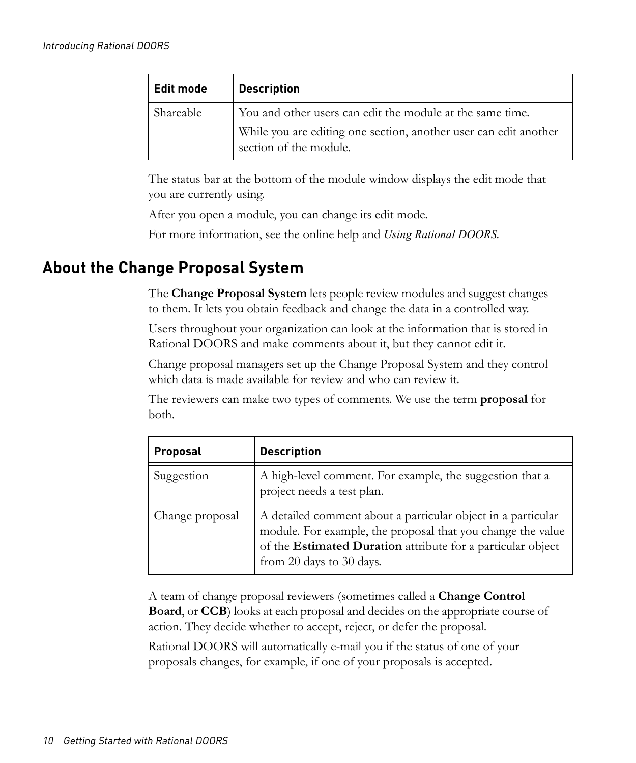| Edit mode | Description |
| --- | --- |
| Shareable | You and other users can edit the module at the same time. While you are editing one section, another user can edit another section of the module. |

The status bar at the bottom of the module window displays the edit mode that you are currently using.

After you open a module, you can change its edit mode.

For more information, see the online help and *Using Rational DOORS*.

## About the Change Proposal System

The **Change Proposal System** lets people review modules and suggest changes to them. It lets you obtain feedback and change the data in a controlled way.

Users throughout your organization can look at the information that is stored in Rational DOORS and make comments about it, but they cannot edit it.

Change proposal managers set up the Change Proposal System and they control which data is made available for review and who can review it.

The reviewers can make two types of comments. We use the term **proposal** for both.

| Proposal | Description |
| --- | --- |
| Suggestion | A high-level comment. For example, the suggestion that a project needs a test plan. |
| Change proposal | A detailed comment about a particular object in a particular module. For example, the proposal that you change the value of the **Estimated Duration** attribute for a particular object from 20 days to 30 days. |

A team of change proposal reviewers (sometimes called a **Change Control Board**, or **CCB**) looks at each proposal and decides on the appropriate course of action. They decide whether to accept, reject, or defer the proposal.

Rational DOORS will automatically e-mail you if the status of one of your proposals changes, for example, if one of your proposals is accepted.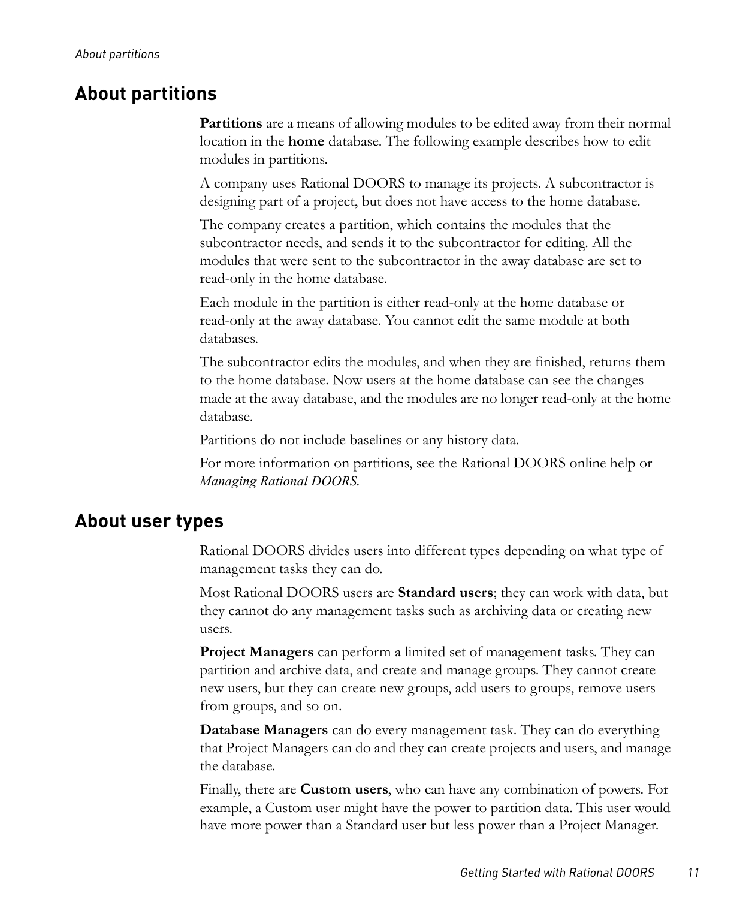## About partitions

**Partitions** are a means of allowing modules to be edited away from their normal location in the **home** database. The following example describes how to edit modules in partitions.

A company uses Rational DOORS to manage its projects. A subcontractor is designing part of a project, but does not have access to the home database.

The company creates a partition, which contains the modules that the subcontractor needs, and sends it to the subcontractor for editing. All the modules that were sent to the subcontractor in the away database are set to read-only in the home database.

Each module in the partition is either read-only at the home database or read-only at the away database. You cannot edit the same module at both databases.

The subcontractor edits the modules, and when they are finished, returns them to the home database. Now users at the home database can see the changes made at the away database, and the modules are no longer read-only at the home database.

Partitions do not include baselines or any history data.

For more information on partitions, see the Rational DOORS online help or *Managing Rational DOORS*.

## About user types

Rational DOORS divides users into different types depending on what type of management tasks they can do.

Most Rational DOORS users are **Standard users**; they can work with data, but they cannot do any management tasks such as archiving data or creating new users.

**Project Managers** can perform a limited set of management tasks. They can partition and archive data, and create and manage groups. They cannot create new users, but they can create new groups, add users to groups, remove users from groups, and so on.

**Database Managers** can do every management task. They can do everything that Project Managers can do and they can create projects and users, and manage the database.

Finally, there are **Custom users**, who can have any combination of powers. For example, a Custom user might have the power to partition data. This user would have more power than a Standard user but less power than a Project Manager.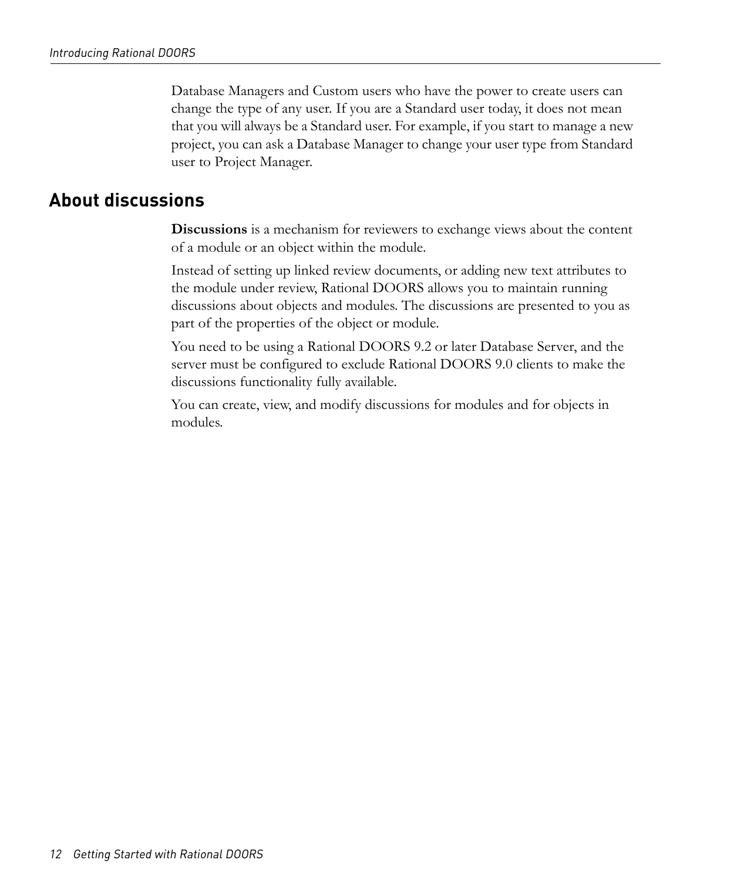Database Managers and Custom users who have the power to create users can change the type of any user. If you are a Standard user today, it does not mean that you will always be a Standard user. For example, if you start to manage a new project, you can ask a Database Manager to change your user type from Standard user to Project Manager.

## About discussions

**Discussions** is a mechanism for reviewers to exchange views about the content of a module or an object within the module.

Instead of setting up linked review documents, or adding new text attributes to the module under review, Rational DOORS allows you to maintain running discussions about objects and modules. The discussions are presented to you as part of the properties of the object or module.

You need to be using a Rational DOORS 9.2 or later Database Server, and the server must be configured to exclude Rational DOORS 9.0 clients to make the discussions functionality fully available.

You can create, view, and modify discussions for modules and for objects in modules.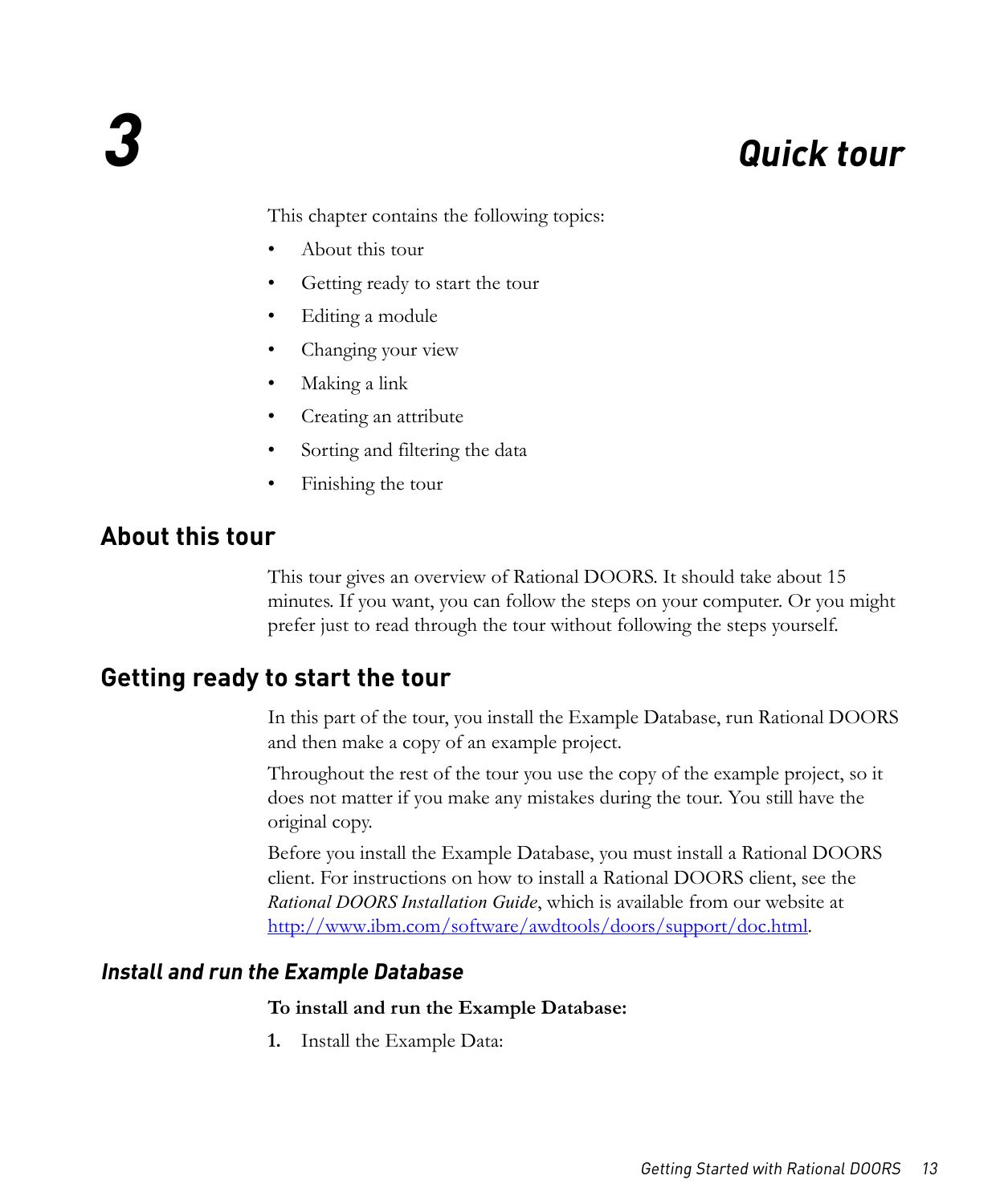# 3 Quick tour

This chapter contains the following topics:

- About this tour
- Getting ready to start the tour
- Editing a module
- Changing your view
- Making a link
- Creating an attribute
- Sorting and filtering the data
- Finishing the tour

## About this tour

This tour gives an overview of Rational DOORS. It should take about 15 minutes. If you want, you can follow the steps on your computer. Or you might prefer just to read through the tour without following the steps yourself.

## Getting ready to start the tour

In this part of the tour, you install the Example Database, run Rational DOORS and then make a copy of an example project.

Throughout the rest of the tour you use the copy of the example project, so it does not matter if you make any mistakes during the tour. You still have the original copy.

Before you install the Example Database, you must install a Rational DOORS client. For instructions on how to install a Rational DOORS client, see the *Rational DOORS Installation Guide*, which is available from our website at http://www.ibm.com/software/awdtools/doors/support/doc.html.

### *Install and run the Example Database*

**To install and run the Example Database:**

1. Install the Example Data: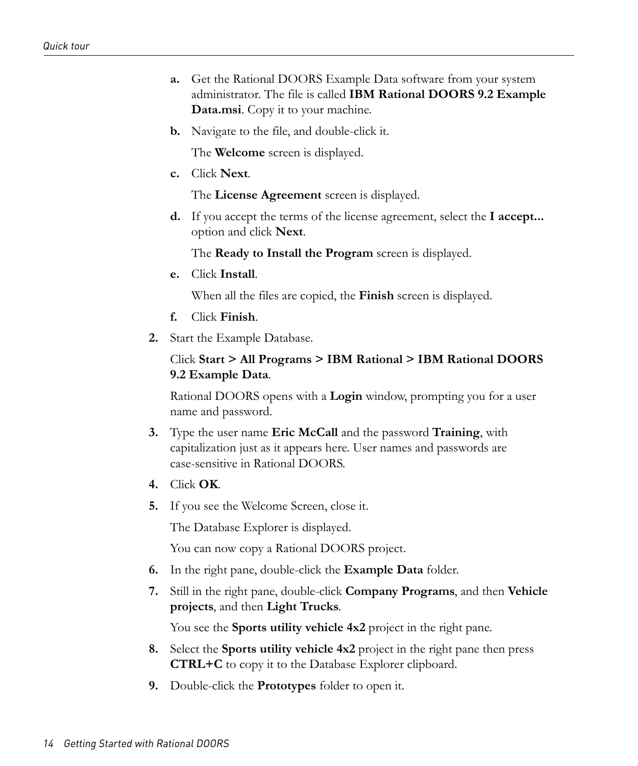a. Get the Rational DOORS Example Data software from your system administrator. The file is called **IBM Rational DOORS 9.2 Example Data.msi**. Copy it to your machine.

b. Navigate to the file, and double-click it.

   The **Welcome** screen is displayed.

c. Click **Next**.

   The **License Agreement** screen is displayed.

d. If you accept the terms of the license agreement, select the **I accept...** option and click **Next**.

   The **Ready to Install the Program** screen is displayed.

e. Click **Install**.

   When all the files are copied, the **Finish** screen is displayed.

f. Click **Finish**.

2. Start the Example Database.

   Click **Start > All Programs > IBM Rational > IBM Rational DOORS 9.2 Example Data**.

   Rational DOORS opens with a **Login** window, prompting you for a user name and password.

3. Type the user name **Eric McCall** and the password **Training**, with capitalization just as it appears here. User names and passwords are case-sensitive in Rational DOORS.

4. Click **OK**.

5. If you see the Welcome Screen, close it.

   The Database Explorer is displayed.

   You can now copy a Rational DOORS project.

6. In the right pane, double-click the **Example Data** folder.

7. Still in the right pane, double-click **Company Programs**, and then **Vehicle projects**, and then **Light Trucks**.

   You see the **Sports utility vehicle 4x2** project in the right pane.

8. Select the **Sports utility vehicle 4x2** project in the right pane then press **CTRL+C** to copy it to the Database Explorer clipboard.

9. Double-click the **Prototypes** folder to open it.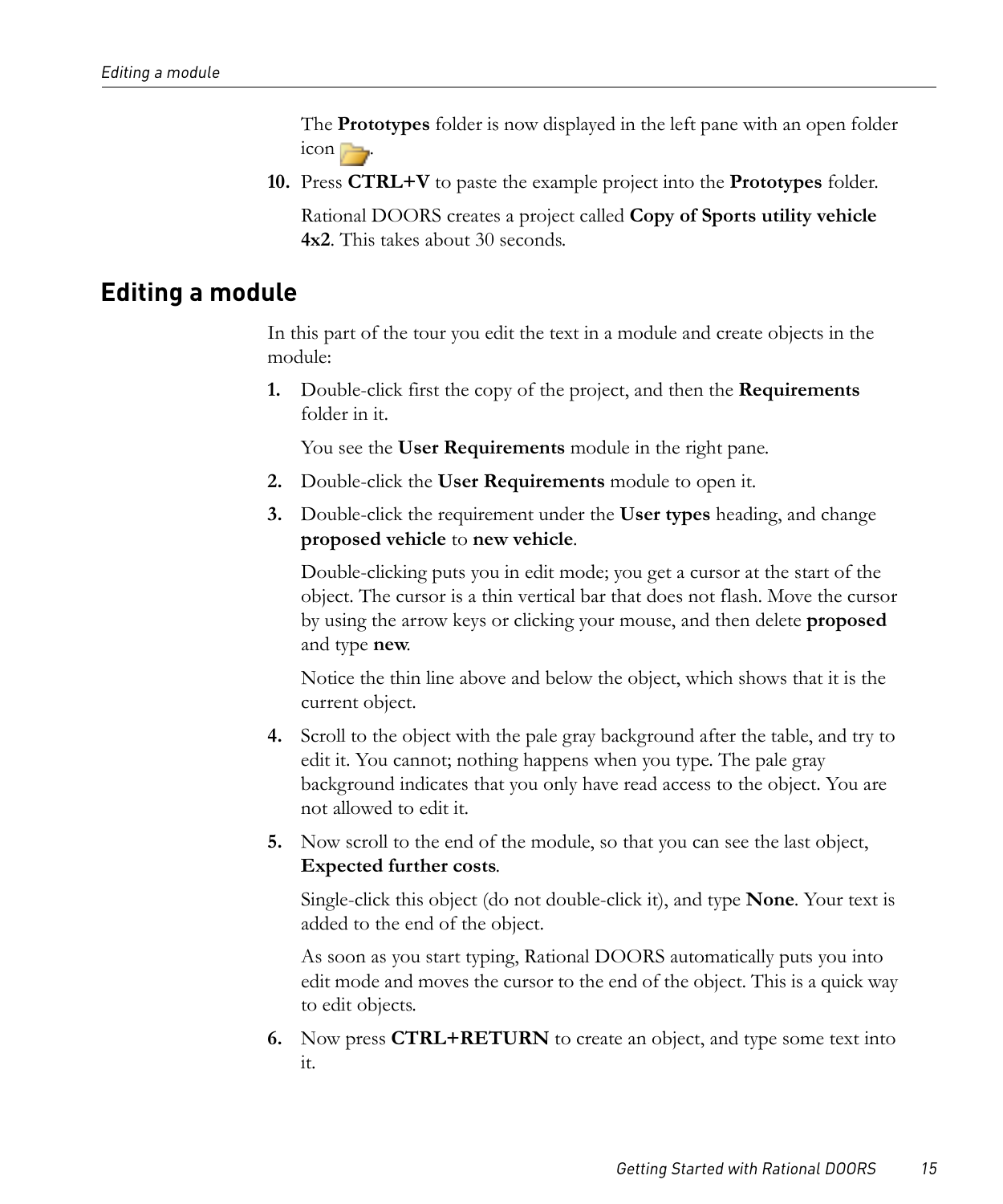The **Prototypes** folder is now displayed in the left pane with an open folder icon.

10. Press **CTRL+V** to paste the example project into the **Prototypes** folder.

    Rational DOORS creates a project called **Copy of Sports utility vehicle 4x2**. This takes about 30 seconds.

## Editing a module

In this part of the tour you edit the text in a module and create objects in the module:

1. Double-click first the copy of the project, and then the **Requirements** folder in it.

   You see the **User Requirements** module in the right pane.

2. Double-click the **User Requirements** module to open it.

3. Double-click the requirement under the **User types** heading, and change **proposed vehicle** to **new vehicle**.

   Double-clicking puts you in edit mode; you get a cursor at the start of the object. The cursor is a thin vertical bar that does not flash. Move the cursor by using the arrow keys or clicking your mouse, and then delete **proposed** and type **new**.

   Notice the thin line above and below the object, which shows that it is the current object.

4. Scroll to the object with the pale gray background after the table, and try to edit it. You cannot; nothing happens when you type. The pale gray background indicates that you only have read access to the object. You are not allowed to edit it.

5. Now scroll to the end of the module, so that you can see the last object, **Expected further costs**.

   Single-click this object (do not double-click it), and type **None**. Your text is added to the end of the object.

   As soon as you start typing, Rational DOORS automatically puts you into edit mode and moves the cursor to the end of the object. This is a quick way to edit objects.

6. Now press **CTRL+RETURN** to create an object, and type some text into it.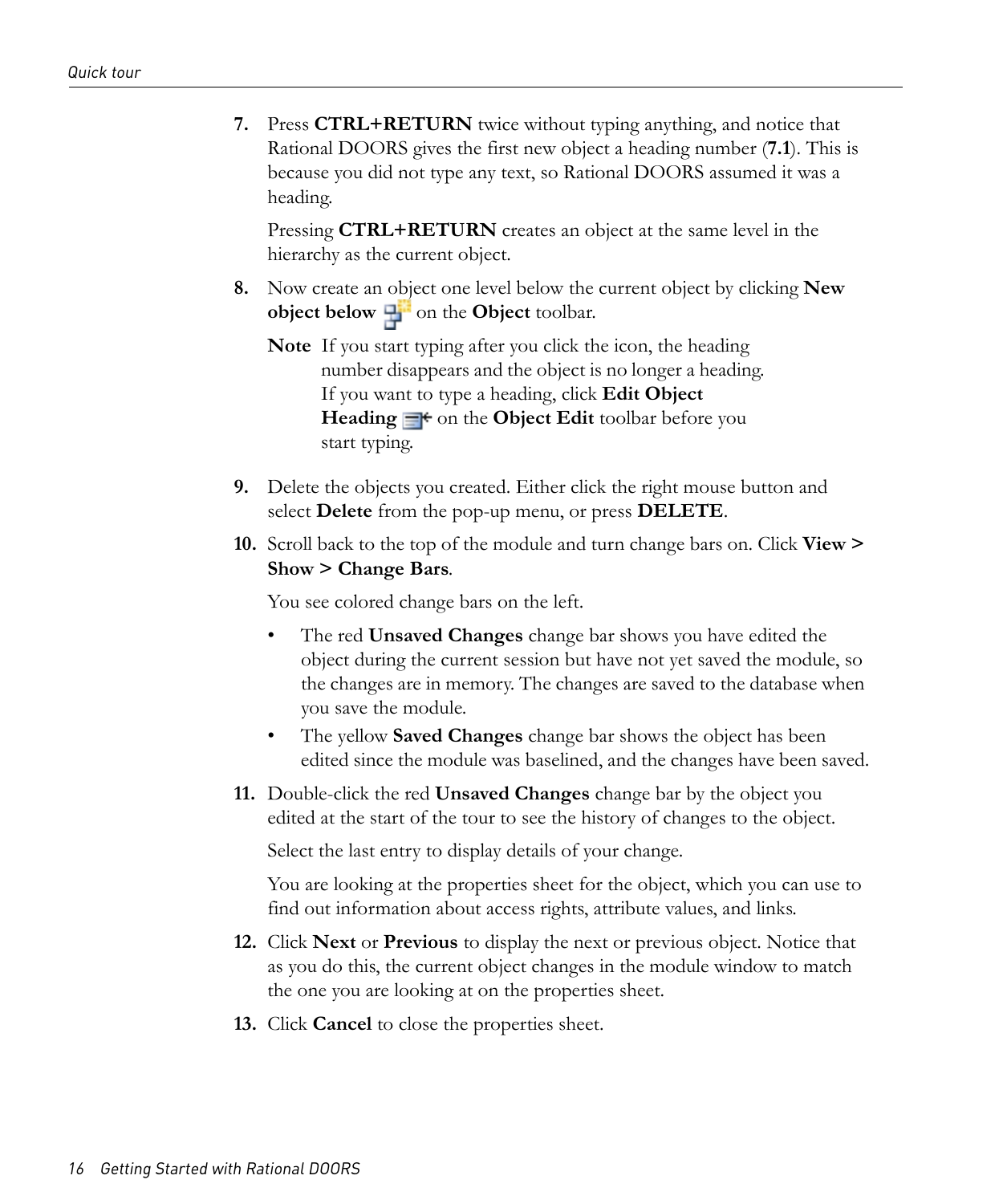7. Press **CTRL+RETURN** twice without typing anything, and notice that Rational DOORS gives the first new object a heading number (**7.1**). This is because you did not type any text, so Rational DOORS assumed it was a heading.

   Pressing **CTRL+RETURN** creates an object at the same level in the hierarchy as the current object.

8. Now create an object one level below the current object by clicking **New object below** on the **Object** toolbar.

   **Note** If you start typing after you click the icon, the heading number disappears and the object is no longer a heading. If you want to type a heading, click **Edit Object Heading** on the **Object Edit** toolbar before you start typing.

9. Delete the objects you created. Either click the right mouse button and select **Delete** from the pop-up menu, or press **DELETE**.

10. Scroll back to the top of the module and turn change bars on. Click **View > Show > Change Bars**.

    You see colored change bars on the left.

    - The red **Unsaved Changes** change bar shows you have edited the object during the current session but have not yet saved the module, so the changes are in memory. The changes are saved to the database when you save the module.
    - The yellow **Saved Changes** change bar shows the object has been edited since the module was baselined, and the changes have been saved.

11. Double-click the red **Unsaved Changes** change bar by the object you edited at the start of the tour to see the history of changes to the object.

    Select the last entry to display details of your change.

    You are looking at the properties sheet for the object, which you can use to find out information about access rights, attribute values, and links.

12. Click **Next** or **Previous** to display the next or previous object. Notice that as you do this, the current object changes in the module window to match the one you are looking at on the properties sheet.

13. Click **Cancel** to close the properties sheet.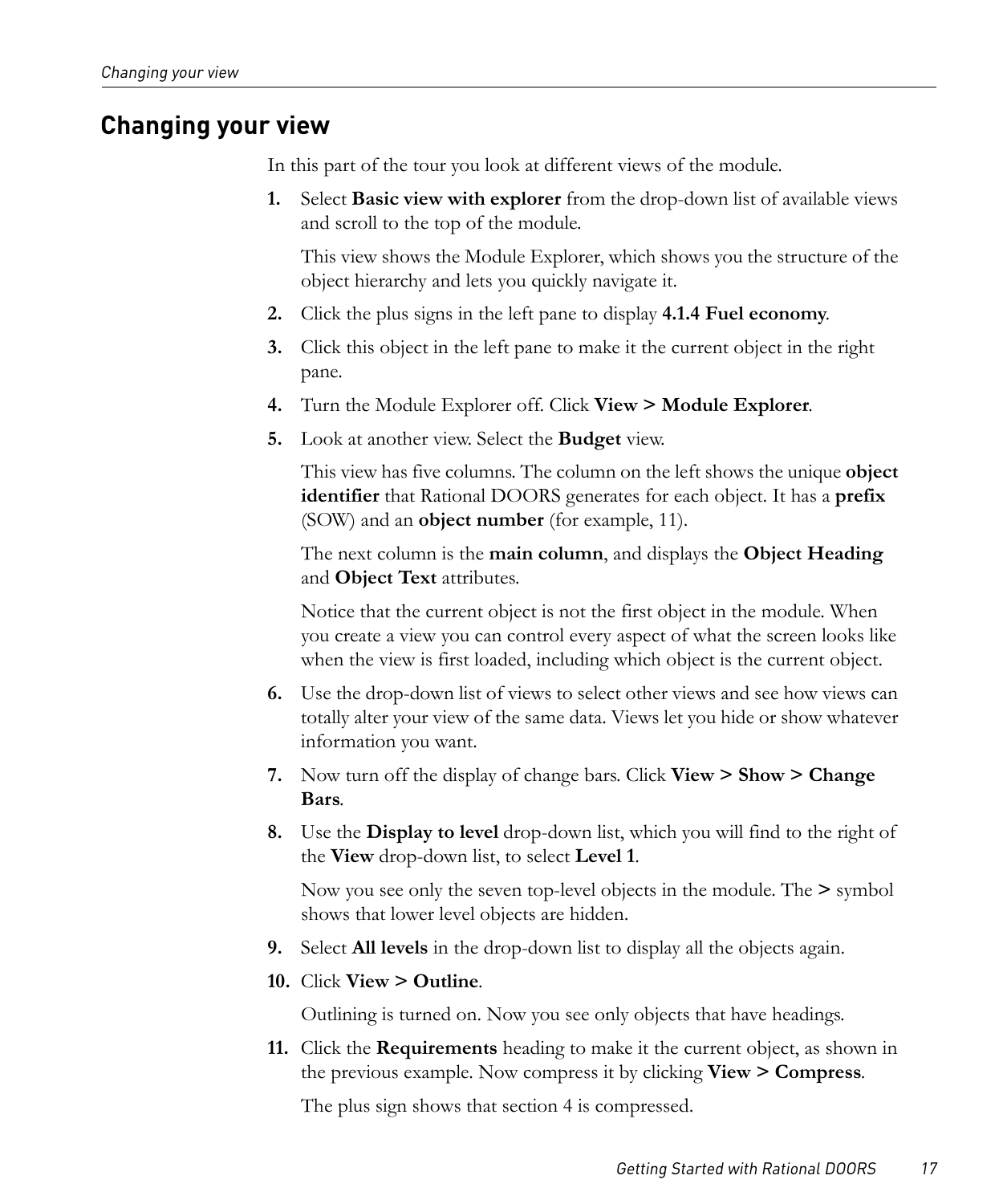## Changing your view

In this part of the tour you look at different views of the module.

1. Select **Basic view with explorer** from the drop-down list of available views and scroll to the top of the module.

   This view shows the Module Explorer, which shows you the structure of the object hierarchy and lets you quickly navigate it.

2. Click the plus signs in the left pane to display **4.1.4 Fuel economy**.
3. Click this object in the left pane to make it the current object in the right pane.
4. Turn the Module Explorer off. Click **View > Module Explorer**.
5. Look at another view. Select the **Budget** view.

   This view has five columns. The column on the left shows the unique **object identifier** that Rational DOORS generates for each object. It has a **prefix** (SOW) and an **object number** (for example, 11).

   The next column is the **main column**, and displays the **Object Heading** and **Object Text** attributes.

   Notice that the current object is not the first object in the module. When you create a view you can control every aspect of what the screen looks like when the view is first loaded, including which object is the current object.

6. Use the drop-down list of views to select other views and see how views can totally alter your view of the same data. Views let you hide or show whatever information you want.
7. Now turn off the display of change bars. Click **View > Show > Change Bars**.
8. Use the **Display to level** drop-down list, which you will find to the right of the **View** drop-down list, to select **Level 1**.

   Now you see only the seven top-level objects in the module. The **>** symbol shows that lower level objects are hidden.

9. Select **All levels** in the drop-down list to display all the objects again.
10. Click **View > Outline**.

    Outlining is turned on. Now you see only objects that have headings.

11. Click the **Requirements** heading to make it the current object, as shown in the previous example. Now compress it by clicking **View > Compress**.

    The plus sign shows that section 4 is compressed.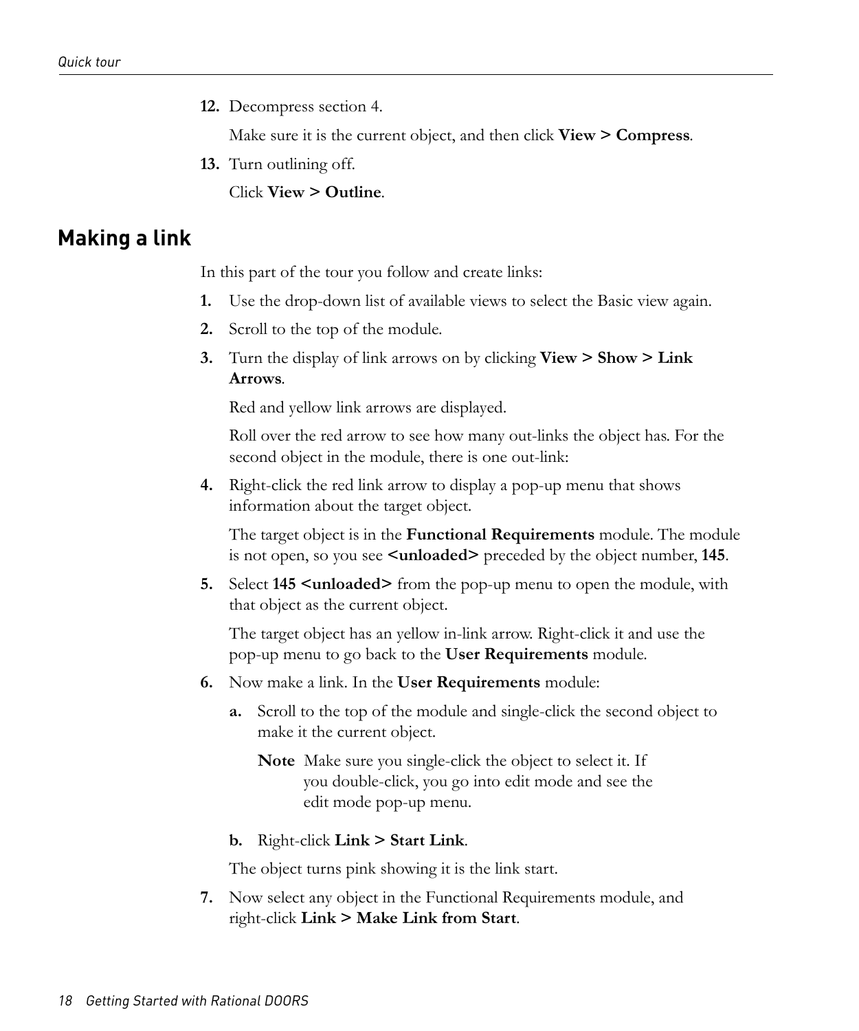12. Decompress section 4.

    Make sure it is the current object, and then click **View > Compress**.

13. Turn outlining off.

    Click **View > Outline**.

## Making a link

In this part of the tour you follow and create links:

1. Use the drop-down list of available views to select the Basic view again.
2. Scroll to the top of the module.
3. Turn the display of link arrows on by clicking **View > Show > Link Arrows**.

   Red and yellow link arrows are displayed.

   Roll over the red arrow to see how many out-links the object has. For the second object in the module, there is one out-link:

4. Right-click the red link arrow to display a pop-up menu that shows information about the target object.

   The target object is in the **Functional Requirements** module. The module is not open, so you see **<unloaded>** preceded by the object number, **145**.

5. Select **145 <unloaded>** from the pop-up menu to open the module, with that object as the current object.

   The target object has an yellow in-link arrow. Right-click it and use the pop-up menu to go back to the **User Requirements** module.

6. Now make a link. In the **User Requirements** module:

   a. Scroll to the top of the module and single-click the second object to make it the current object.

      **Note** Make sure you single-click the object to select it. If you double-click, you go into edit mode and see the edit mode pop-up menu.

   b. Right-click **Link > Start Link**.

   The object turns pink showing it is the link start.

7. Now select any object in the Functional Requirements module, and right-click **Link > Make Link from Start**.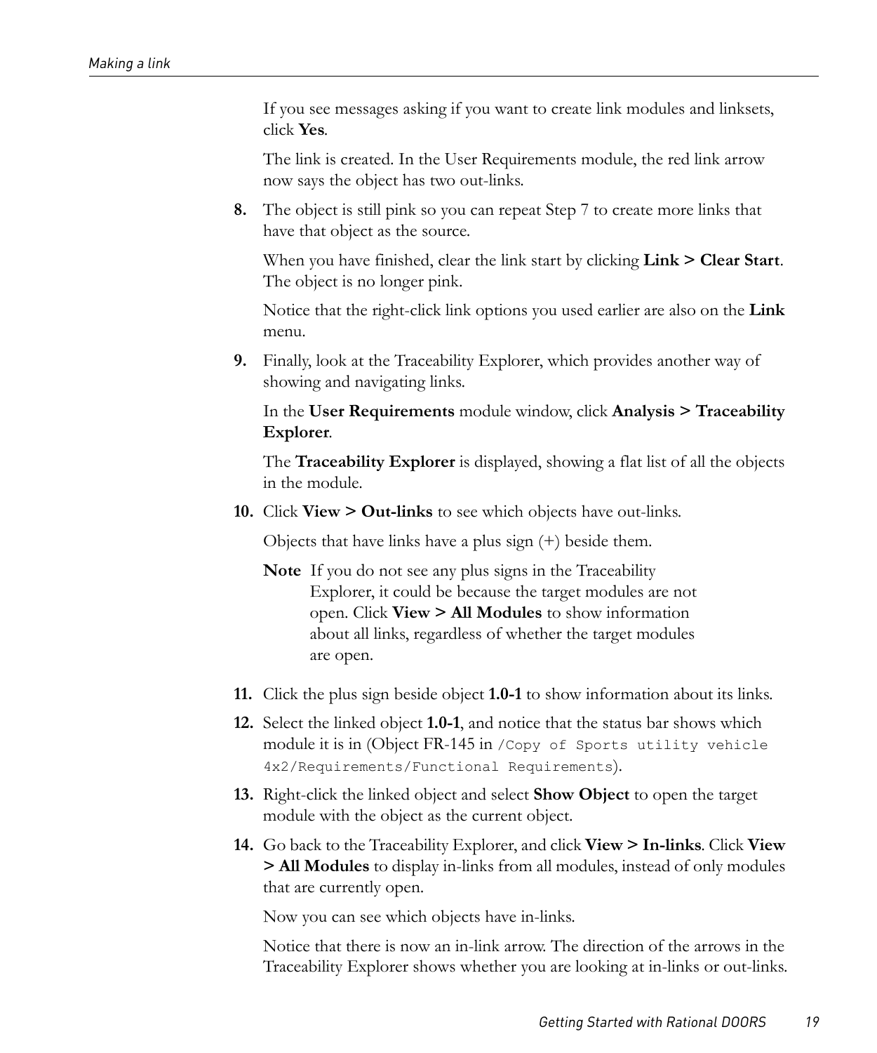If you see messages asking if you want to create link modules and linksets, click **Yes**.

The link is created. In the User Requirements module, the red link arrow now says the object has two out-links.

8. The object is still pink so you can repeat Step 7 to create more links that have that object as the source.

   When you have finished, clear the link start by clicking **Link > Clear Start**. The object is no longer pink.

   Notice that the right-click link options you used earlier are also on the **Link** menu.

9. Finally, look at the Traceability Explorer, which provides another way of showing and navigating links.

   In the **User Requirements** module window, click **Analysis > Traceability Explorer**.

   The **Traceability Explorer** is displayed, showing a flat list of all the objects in the module.

10. Click **View > Out-links** to see which objects have out-links.

    Objects that have links have a plus sign (+) beside them.

    **Note** If you do not see any plus signs in the Traceability Explorer, it could be because the target modules are not open. Click **View > All Modules** to show information about all links, regardless of whether the target modules are open.

11. Click the plus sign beside object **1.0-1** to show information about its links.

12. Select the linked object **1.0-1**, and notice that the status bar shows which module it is in (Object FR-145 in `/Copy of Sports utility vehicle 4x2/Requirements/Functional Requirements`).

13. Right-click the linked object and select **Show Object** to open the target module with the object as the current object.

14. Go back to the Traceability Explorer, and click **View > In-links**. Click **View > All Modules** to display in-links from all modules, instead of only modules that are currently open.

    Now you can see which objects have in-links.

    Notice that there is now an in-link arrow. The direction of the arrows in the Traceability Explorer shows whether you are looking at in-links or out-links.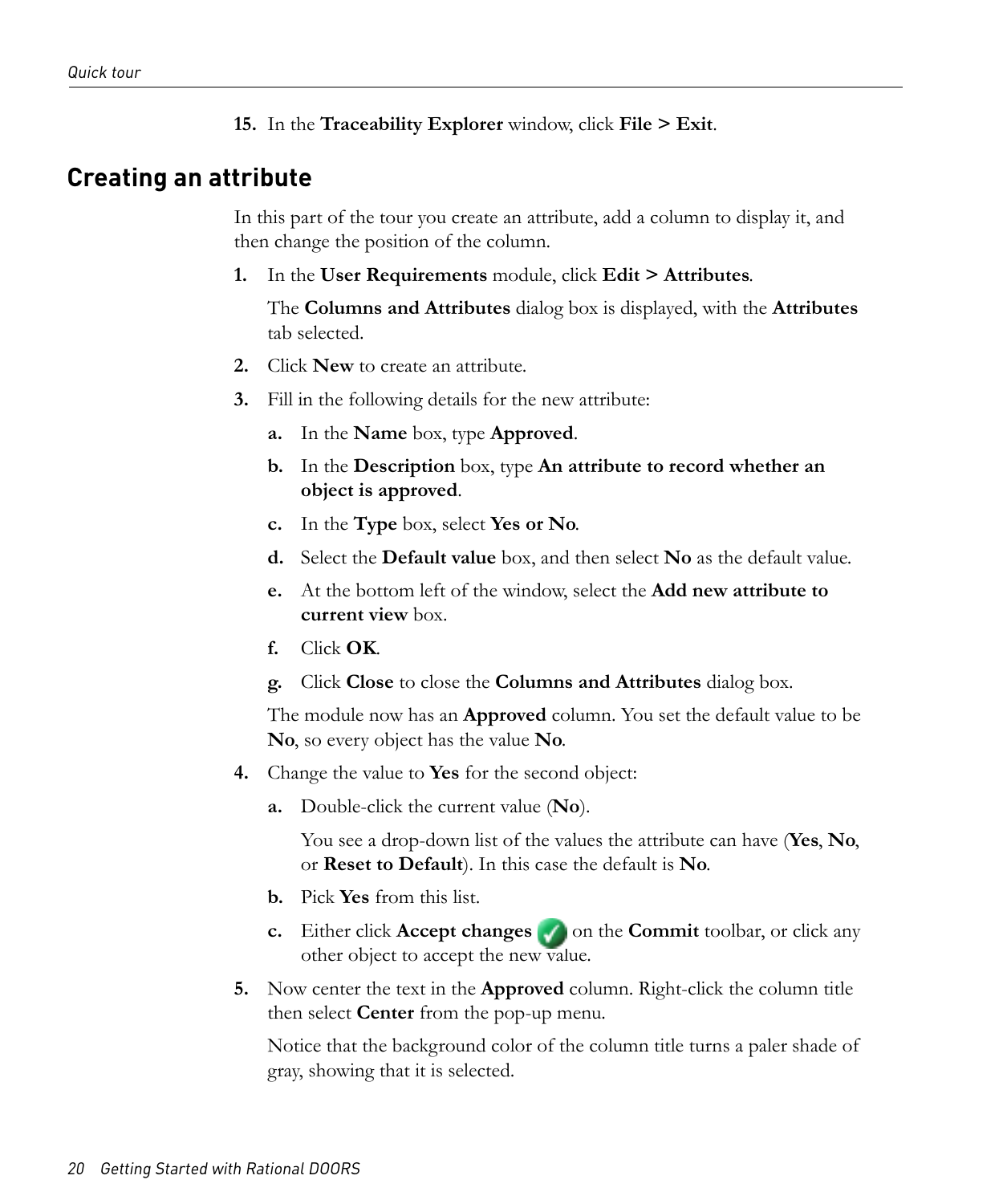15. In the **Traceability Explorer** window, click **File > Exit**.

## Creating an attribute

In this part of the tour you create an attribute, add a column to display it, and then change the position of the column.

1. In the **User Requirements** module, click **Edit > Attributes**.

   The **Columns and Attributes** dialog box is displayed, with the **Attributes** tab selected.

2. Click **New** to create an attribute.
3. Fill in the following details for the new attribute:
   a. In the **Name** box, type **Approved**.
   b. In the **Description** box, type **An attribute to record whether an object is approved**.
   c. In the **Type** box, select **Yes or No**.
   d. Select the **Default value** box, and then select **No** as the default value.
   e. At the bottom left of the window, select the **Add new attribute to current view** box.
   f. Click **OK**.
   g. Click **Close** to close the **Columns and Attributes** dialog box.

   The module now has an **Approved** column. You set the default value to be **No**, so every object has the value **No**.

4. Change the value to **Yes** for the second object:
   a. Double-click the current value (**No**).

      You see a drop-down list of the values the attribute can have (**Yes**, **No**, or **Reset to Default**). In this case the default is **No**.

   b. Pick **Yes** from this list.
   c. Either click **Accept changes** on the **Commit** toolbar, or click any other object to accept the new value.

5. Now center the text in the **Approved** column. Right-click the column title then select **Center** from the pop-up menu.

   Notice that the background color of the column title turns a paler shade of gray, showing that it is selected.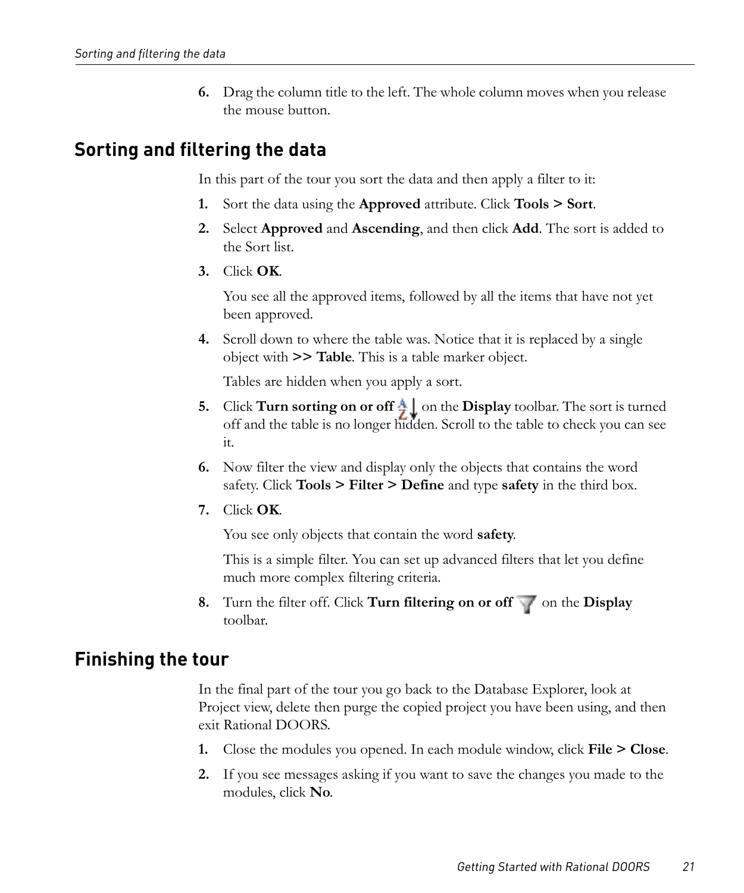6. Drag the column title to the left. The whole column moves when you release the mouse button.

## Sorting and filtering the data

In this part of the tour you sort the data and then apply a filter to it:

1. Sort the data using the **Approved** attribute. Click **Tools > Sort**.
2. Select **Approved** and **Ascending**, and then click **Add**. The sort is added to the Sort list.
3. Click **OK**.

   You see all the approved items, followed by all the items that have not yet been approved.
4. Scroll down to where the table was. Notice that it is replaced by a single object with **>> Table**. This is a table marker object.

   Tables are hidden when you apply a sort.
5. Click **Turn sorting on or off** on the **Display** toolbar. The sort is turned off and the table is no longer hidden. Scroll to the table to check you can see it.
6. Now filter the view and display only the objects that contains the word safety. Click **Tools > Filter > Define** and type **safety** in the third box.
7. Click **OK**.

   You see only objects that contain the word **safety**.

   This is a simple filter. You can set up advanced filters that let you define much more complex filtering criteria.
8. Turn the filter off. Click **Turn filtering on or off** on the **Display** toolbar.

## Finishing the tour

In the final part of the tour you go back to the Database Explorer, look at Project view, delete then purge the copied project you have been using, and then exit Rational DOORS.

1. Close the modules you opened. In each module window, click **File > Close**.
2. If you see messages asking if you want to save the changes you made to the modules, click **No**.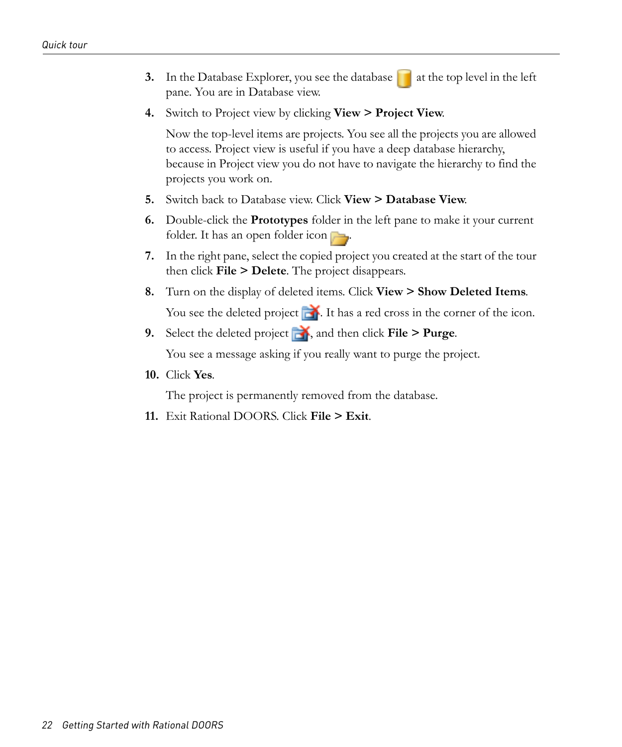3. In the Database Explorer, you see the database at the top level in the left pane. You are in Database view.
4. Switch to Project view by clicking **View > Project View**.

   Now the top-level items are projects. You see all the projects you are allowed to access. Project view is useful if you have a deep database hierarchy, because in Project view you do not have to navigate the hierarchy to find the projects you work on.
5. Switch back to Database view. Click **View > Database View**.
6. Double-click the **Prototypes** folder in the left pane to make it your current folder. It has an open folder icon .
7. In the right pane, select the copied project you created at the start of the tour then click **File > Delete**. The project disappears.
8. Turn on the display of deleted items. Click **View > Show Deleted Items**.

   You see the deleted project . It has a red cross in the corner of the icon.
9. Select the deleted project , and then click **File > Purge**.

   You see a message asking if you really want to purge the project.
10. Click **Yes**.

    The project is permanently removed from the database.
11. Exit Rational DOORS. Click **File > Exit**.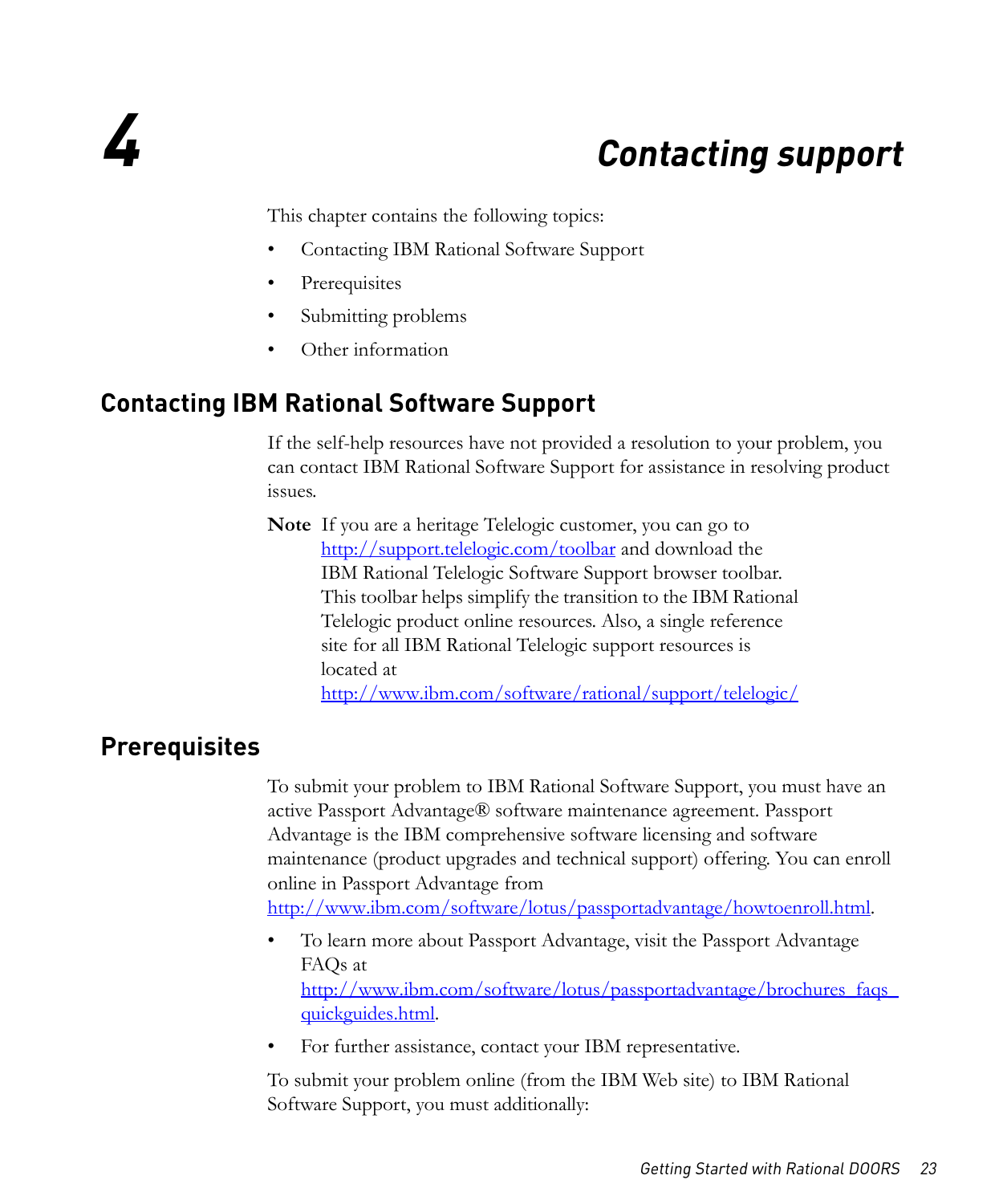# 4 Contacting support

This chapter contains the following topics:

- Contacting IBM Rational Software Support
- Prerequisites
- Submitting problems
- Other information

## Contacting IBM Rational Software Support

If the self-help resources have not provided a resolution to your problem, you can contact IBM Rational Software Support for assistance in resolving product issues.

**Note** If you are a heritage Telelogic customer, you can go to http://support.telelogic.com/toolbar and download the IBM Rational Telelogic Software Support browser toolbar. This toolbar helps simplify the transition to the IBM Rational Telelogic product online resources. Also, a single reference site for all IBM Rational Telelogic support resources is located at http://www.ibm.com/software/rational/support/telelogic/

## Prerequisites

To submit your problem to IBM Rational Software Support, you must have an active Passport Advantage® software maintenance agreement. Passport Advantage is the IBM comprehensive software licensing and software maintenance (product upgrades and technical support) offering. You can enroll online in Passport Advantage from http://www.ibm.com/software/lotus/passportadvantage/howtoenroll.html.

- To learn more about Passport Advantage, visit the Passport Advantage FAQs at http://www.ibm.com/software/lotus/passportadvantage/brochures_faqs_quickguides.html.
- For further assistance, contact your IBM representative.

To submit your problem online (from the IBM Web site) to IBM Rational Software Support, you must additionally: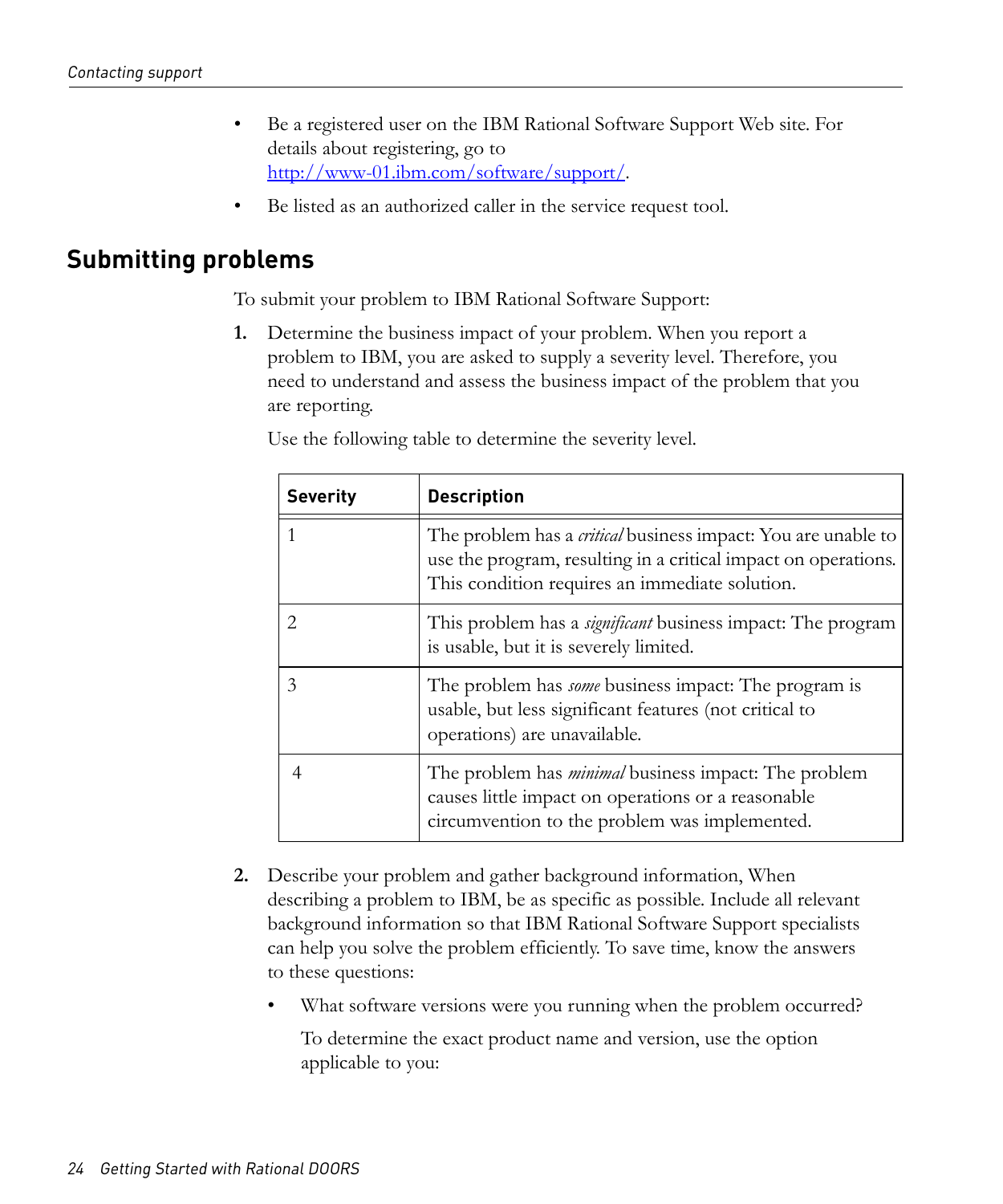- Be a registered user on the IBM Rational Software Support Web site. For details about registering, go to http://www-01.ibm.com/software/support/.
- Be listed as an authorized caller in the service request tool.

## Submitting problems

To submit your problem to IBM Rational Software Support:

1. Determine the business impact of your problem. When you report a problem to IBM, you are asked to supply a severity level. Therefore, you need to understand and assess the business impact of the problem that you are reporting.

   Use the following table to determine the severity level.

| Severity | Description |
|---|---|
| 1 | The problem has a *critical* business impact: You are unable to use the program, resulting in a critical impact on operations. This condition requires an immediate solution. |
| 2 | This problem has a *significant* business impact: The program is usable, but it is severely limited. |
| 3 | The problem has *some* business impact: The program is usable, but less significant features (not critical to operations) are unavailable. |
| 4 | The problem has *minimal* business impact: The problem causes little impact on operations or a reasonable circumvention to the problem was implemented. |

2. Describe your problem and gather background information, When describing a problem to IBM, be as specific as possible. Include all relevant background information so that IBM Rational Software Support specialists can help you solve the problem efficiently. To save time, know the answers to these questions:

   - What software versions were you running when the problem occurred?

     To determine the exact product name and version, use the option applicable to you: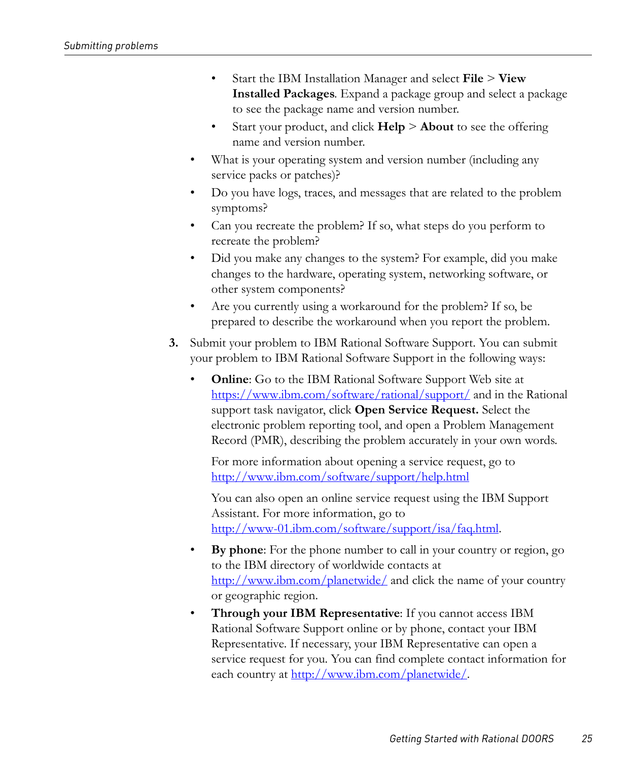- Start the IBM Installation Manager and select **File** > **View Installed Packages**. Expand a package group and select a package to see the package name and version number.
  - Start your product, and click **Help** > **About** to see the offering name and version number.
- What is your operating system and version number (including any service packs or patches)?
- Do you have logs, traces, and messages that are related to the problem symptoms?
- Can you recreate the problem? If so, what steps do you perform to recreate the problem?
- Did you make any changes to the system? For example, did you make changes to the hardware, operating system, networking software, or other system components?
- Are you currently using a workaround for the problem? If so, be prepared to describe the workaround when you report the problem.

**3.** Submit your problem to IBM Rational Software Support. You can submit your problem to IBM Rational Software Support in the following ways:

- **Online**: Go to the IBM Rational Software Support Web site at https://www.ibm.com/software/rational/support/ and in the Rational support task navigator, click **Open Service Request.** Select the electronic problem reporting tool, and open a Problem Management Record (PMR), describing the problem accurately in your own words.

  For more information about opening a service request, go to http://www.ibm.com/software/support/help.html

  You can also open an online service request using the IBM Support Assistant. For more information, go to http://www-01.ibm.com/software/support/isa/faq.html.

- **By phone**: For the phone number to call in your country or region, go to the IBM directory of worldwide contacts at http://www.ibm.com/planetwide/ and click the name of your country or geographic region.
- **Through your IBM Representative**: If you cannot access IBM Rational Software Support online or by phone, contact your IBM Representative. If necessary, your IBM Representative can open a service request for you. You can find complete contact information for each country at http://www.ibm.com/planetwide/.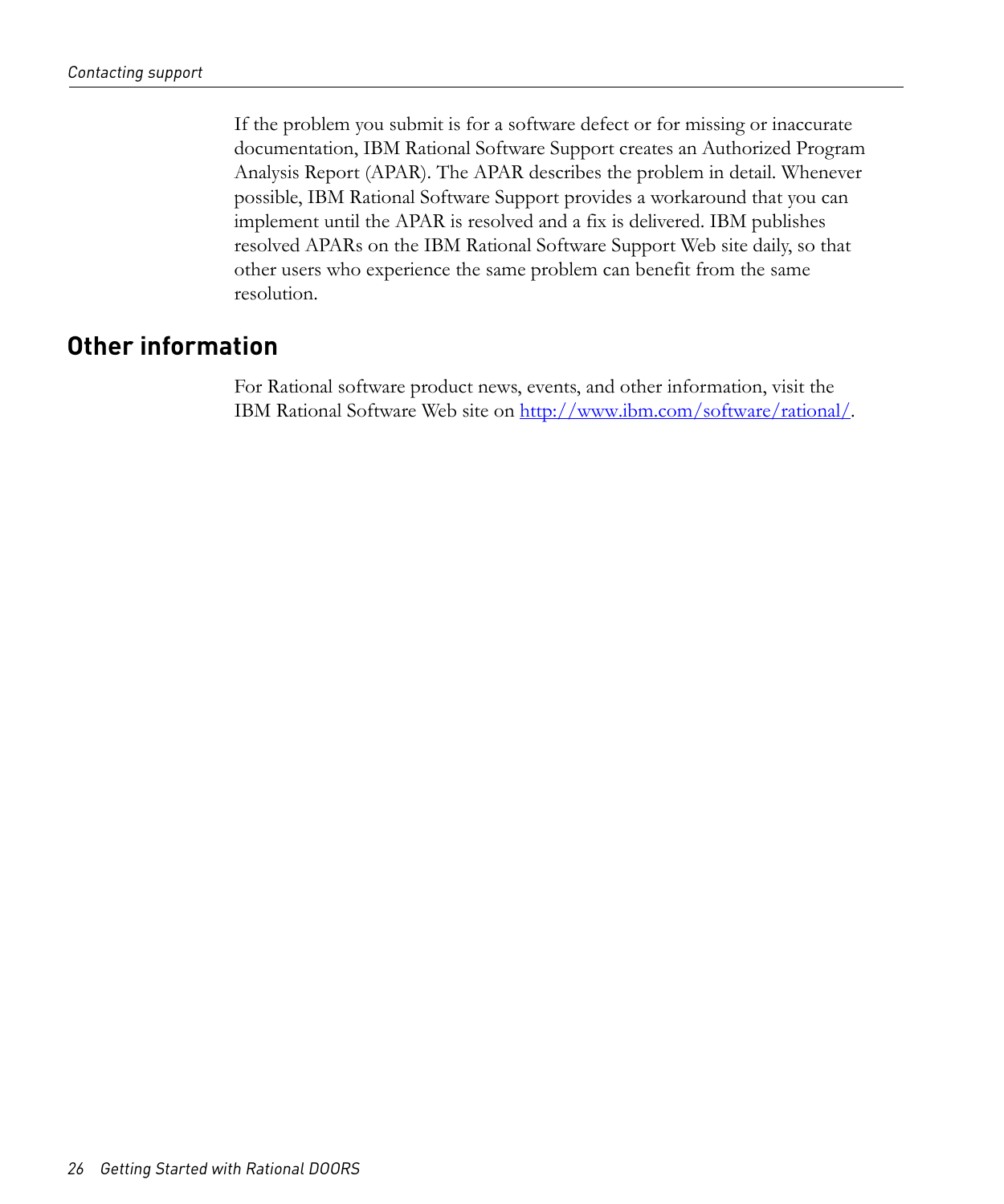If the problem you submit is for a software defect or for missing or inaccurate documentation, IBM Rational Software Support creates an Authorized Program Analysis Report (APAR). The APAR describes the problem in detail. Whenever possible, IBM Rational Software Support provides a workaround that you can implement until the APAR is resolved and a fix is delivered. IBM publishes resolved APARs on the IBM Rational Software Support Web site daily, so that other users who experience the same problem can benefit from the same resolution.

## Other information

For Rational software product news, events, and other information, visit the IBM Rational Software Web site on [http://www.ibm.com/software/rational/](http://www.ibm.com/software/rational/).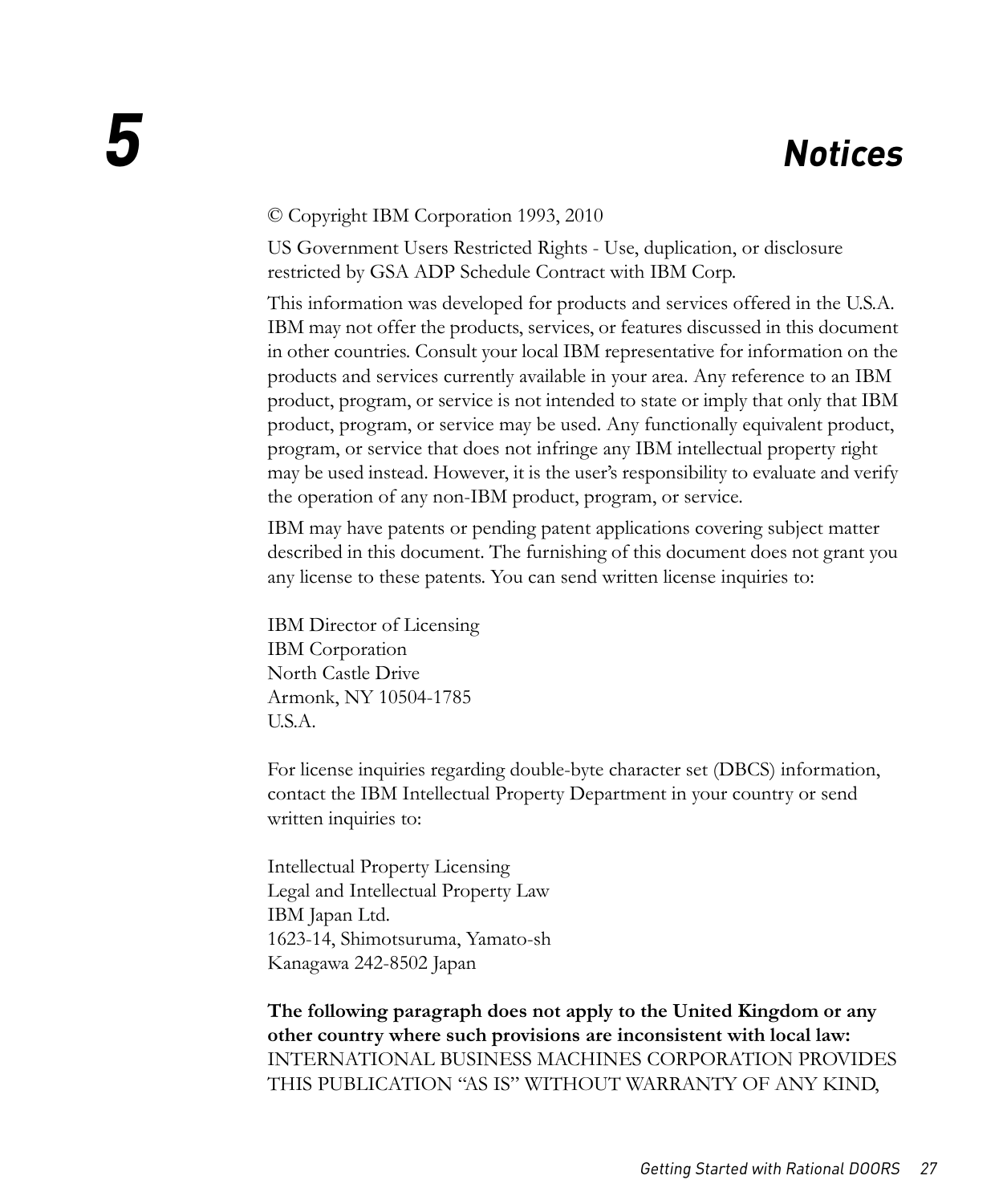# 5 Notices

© Copyright IBM Corporation 1993, 2010

US Government Users Restricted Rights - Use, duplication, or disclosure restricted by GSA ADP Schedule Contract with IBM Corp.

This information was developed for products and services offered in the U.S.A. IBM may not offer the products, services, or features discussed in this document in other countries. Consult your local IBM representative for information on the products and services currently available in your area. Any reference to an IBM product, program, or service is not intended to state or imply that only that IBM product, program, or service may be used. Any functionally equivalent product, program, or service that does not infringe any IBM intellectual property right may be used instead. However, it is the user's responsibility to evaluate and verify the operation of any non-IBM product, program, or service.

IBM may have patents or pending patent applications covering subject matter described in this document. The furnishing of this document does not grant you any license to these patents. You can send written license inquiries to:

IBM Director of Licensing  
IBM Corporation  
North Castle Drive  
Armonk, NY 10504-1785  
U.S.A.

For license inquiries regarding double-byte character set (DBCS) information, contact the IBM Intellectual Property Department in your country or send written inquiries to:

Intellectual Property Licensing  
Legal and Intellectual Property Law  
IBM Japan Ltd.  
1623-14, Shimotsuruma, Yamato-sh  
Kanagawa 242-8502 Japan

**The following paragraph does not apply to the United Kingdom or any other country where such provisions are inconsistent with local law:** INTERNATIONAL BUSINESS MACHINES CORPORATION PROVIDES THIS PUBLICATION "AS IS" WITHOUT WARRANTY OF ANY KIND,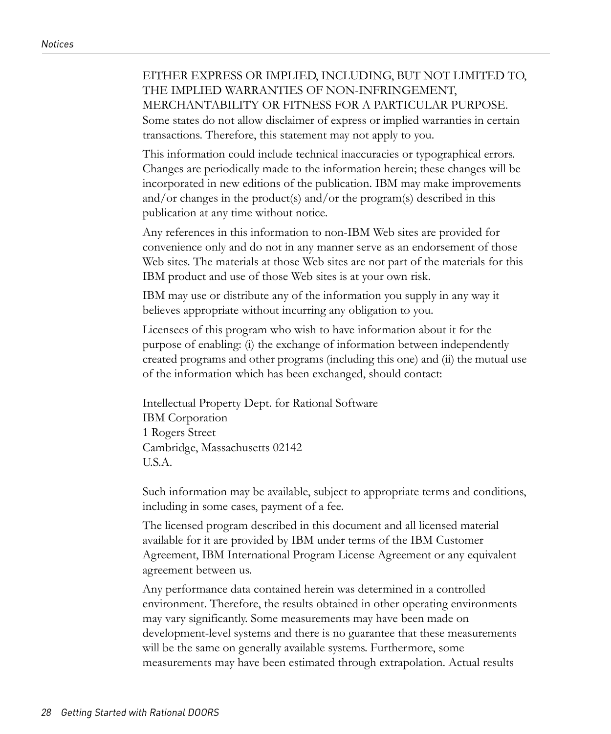EITHER EXPRESS OR IMPLIED, INCLUDING, BUT NOT LIMITED TO, THE IMPLIED WARRANTIES OF NON-INFRINGEMENT, MERCHANTABILITY OR FITNESS FOR A PARTICULAR PURPOSE. Some states do not allow disclaimer of express or implied warranties in certain transactions. Therefore, this statement may not apply to you.

This information could include technical inaccuracies or typographical errors. Changes are periodically made to the information herein; these changes will be incorporated in new editions of the publication. IBM may make improvements and/or changes in the product(s) and/or the program(s) described in this publication at any time without notice.

Any references in this information to non-IBM Web sites are provided for convenience only and do not in any manner serve as an endorsement of those Web sites. The materials at those Web sites are not part of the materials for this IBM product and use of those Web sites is at your own risk.

IBM may use or distribute any of the information you supply in any way it believes appropriate without incurring any obligation to you.

Licensees of this program who wish to have information about it for the purpose of enabling: (i) the exchange of information between independently created programs and other programs (including this one) and (ii) the mutual use of the information which has been exchanged, should contact:

Intellectual Property Dept. for Rational Software
IBM Corporation
1 Rogers Street
Cambridge, Massachusetts 02142
U.S.A.

Such information may be available, subject to appropriate terms and conditions, including in some cases, payment of a fee.

The licensed program described in this document and all licensed material available for it are provided by IBM under terms of the IBM Customer Agreement, IBM International Program License Agreement or any equivalent agreement between us.

Any performance data contained herein was determined in a controlled environment. Therefore, the results obtained in other operating environments may vary significantly. Some measurements may have been made on development-level systems and there is no guarantee that these measurements will be the same on generally available systems. Furthermore, some measurements may have been estimated through extrapolation. Actual results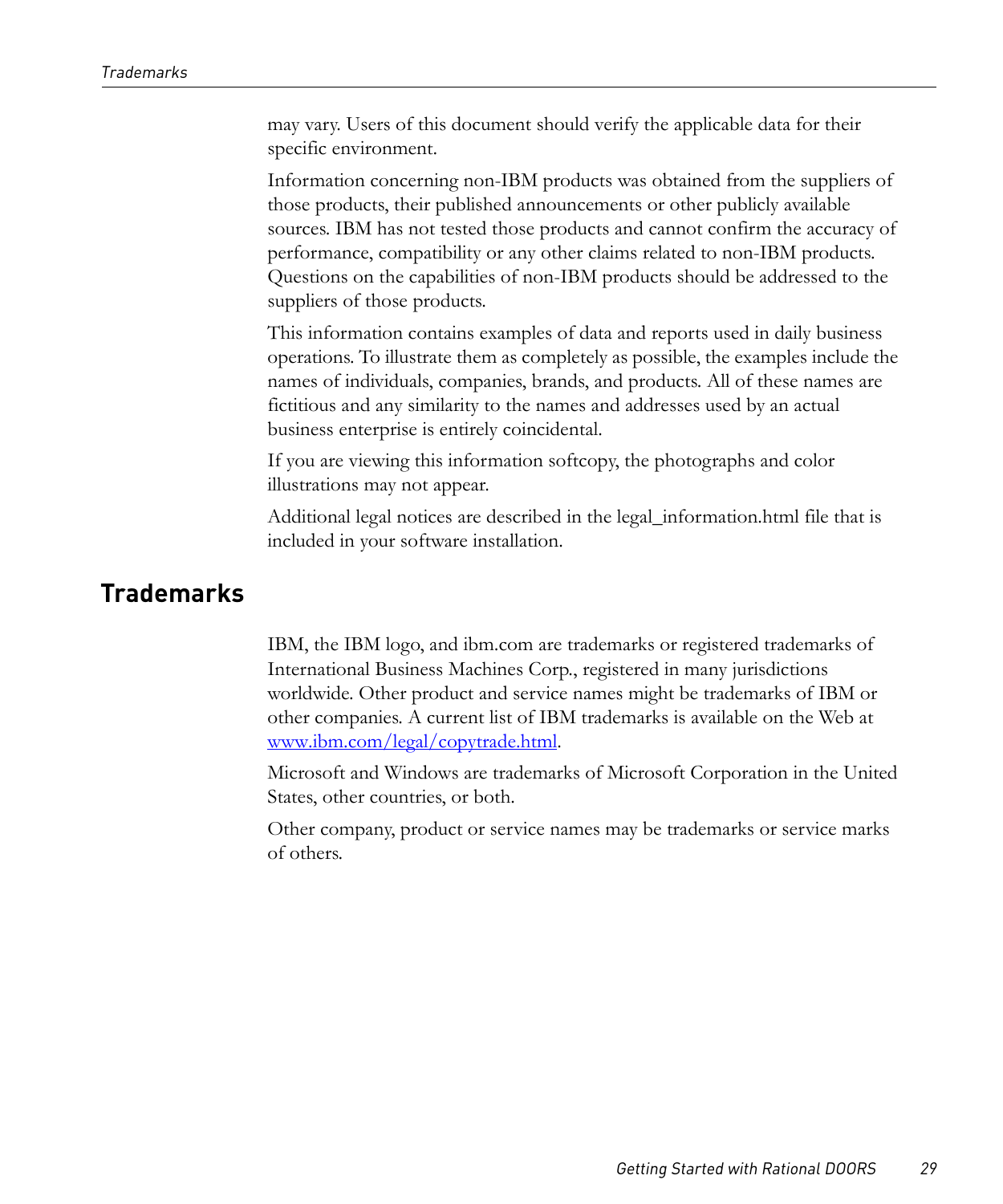may vary. Users of this document should verify the applicable data for their specific environment.

Information concerning non-IBM products was obtained from the suppliers of those products, their published announcements or other publicly available sources. IBM has not tested those products and cannot confirm the accuracy of performance, compatibility or any other claims related to non-IBM products. Questions on the capabilities of non-IBM products should be addressed to the suppliers of those products.

This information contains examples of data and reports used in daily business operations. To illustrate them as completely as possible, the examples include the names of individuals, companies, brands, and products. All of these names are fictitious and any similarity to the names and addresses used by an actual business enterprise is entirely coincidental.

If you are viewing this information softcopy, the photographs and color illustrations may not appear.

Additional legal notices are described in the legal_information.html file that is included in your software installation.

## Trademarks

IBM, the IBM logo, and ibm.com are trademarks or registered trademarks of International Business Machines Corp., registered in many jurisdictions worldwide. Other product and service names might be trademarks of IBM or other companies. A current list of IBM trademarks is available on the Web at [www.ibm.com/legal/copytrade.html](www.ibm.com/legal/copytrade.html).

Microsoft and Windows are trademarks of Microsoft Corporation in the United States, other countries, or both.

Other company, product or service names may be trademarks or service marks of others.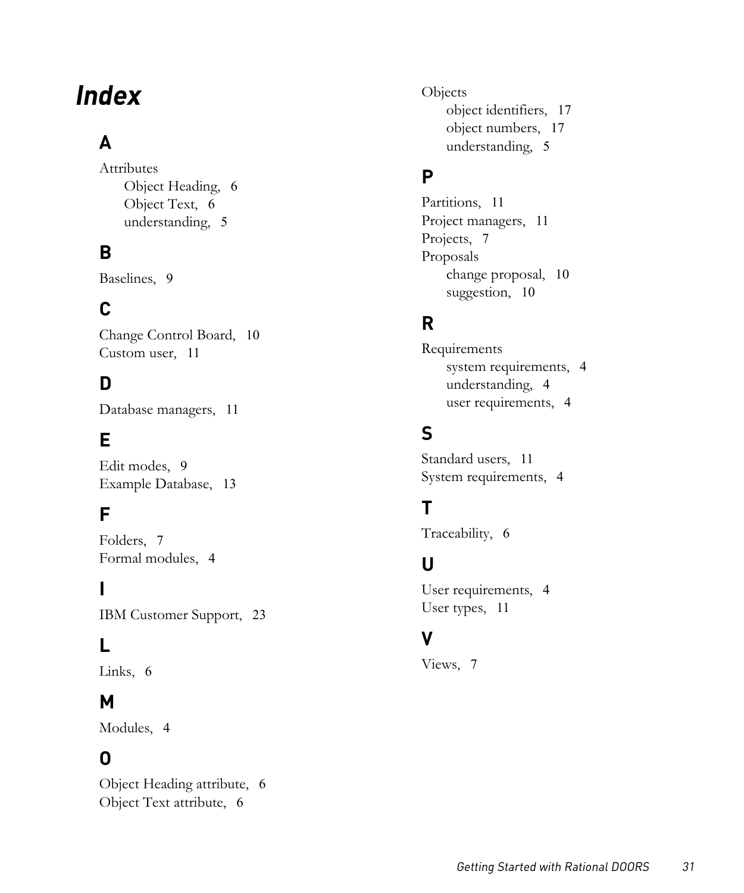# Index

## A

Attributes
- Object Heading, 6
- Object Text, 6
- understanding, 5

## B

Baselines, 9

## C

Change Control Board, 10
Custom user, 11

## D

Database managers, 11

## E

Edit modes, 9
Example Database, 13

## F

Folders, 7
Formal modules, 4

## I

IBM Customer Support, 23

## L

Links, 6

## M

Modules, 4

## O

Object Heading attribute, 6
Object Text attribute, 6
Objects
- object identifiers, 17
- object numbers, 17
- understanding, 5

## P

Partitions, 11
Project managers, 11
Projects, 7
Proposals
- change proposal, 10
- suggestion, 10

## R

Requirements
- system requirements, 4
- understanding, 4
- user requirements, 4

## S

Standard users, 11
System requirements, 4

## T

Traceability, 6

## U

User requirements, 4
User types, 11

## V

Views, 7